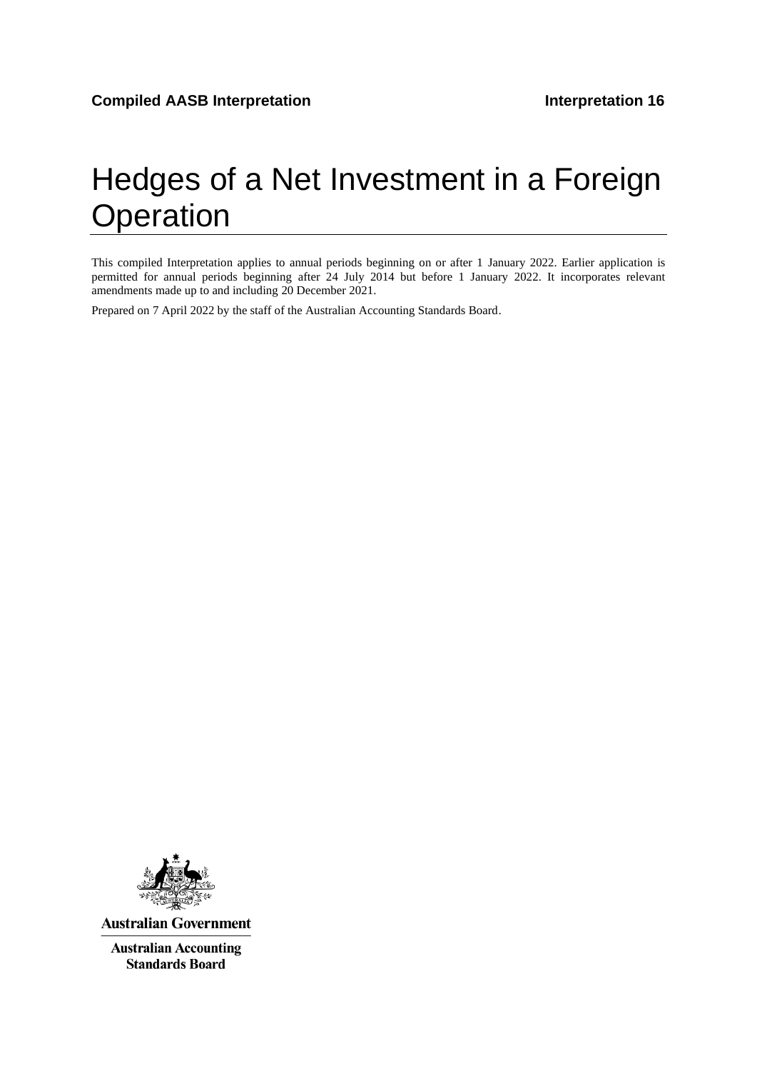**Compiled AASB Interpretation** **Interpretation 16**

# Hedges of a Net Investment in a Foreign Operation

This compiled Interpretation applies to annual periods beginning on or after 1 January 2022. Earlier application is permitted for annual periods beginning after 24 July 2014 but before 1 January 2022. It incorporates relevant amendments made up to and including 20 December 2021.

Prepared on 7 April 2022 by the staff of the Australian Accounting Standards Board.

**Australian Government**

**Australian Accounting Standards Board**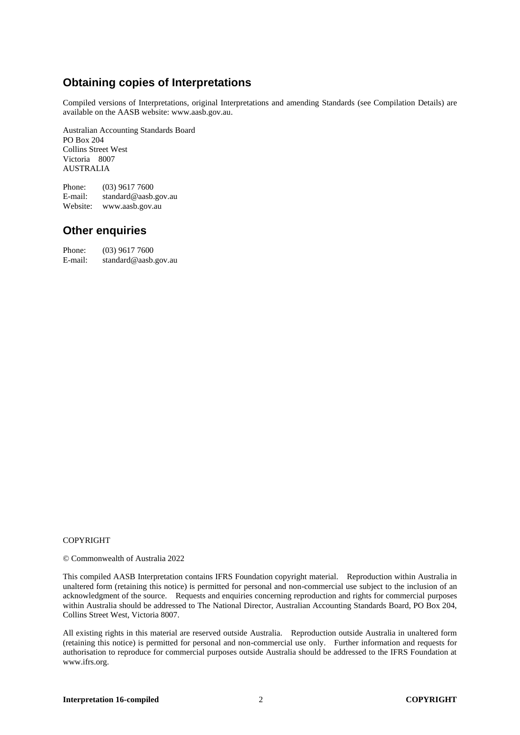## Obtaining copies of Interpretations

Compiled versions of Interpretations, original Interpretations and amending Standards (see Compilation Details) are available on the AASB website: www.aasb.gov.au.

Australian Accounting Standards Board  
PO Box 204  
Collins Street West  
Victoria 8007  
AUSTRALIA

Phone: (03) 9617 7600  
E-mail: standard@aasb.gov.au  
Website: www.aasb.gov.au

## Other enquiries

Phone: (03) 9617 7600  
E-mail: standard@aasb.gov.au

COPYRIGHT

© Commonwealth of Australia 2022

This compiled AASB Interpretation contains IFRS Foundation copyright material. Reproduction within Australia in unaltered form (retaining this notice) is permitted for personal and non-commercial use subject to the inclusion of an acknowledgment of the source. Requests and enquiries concerning reproduction and rights for commercial purposes within Australia should be addressed to The National Director, Australian Accounting Standards Board, PO Box 204, Collins Street West, Victoria 8007.

All existing rights in this material are reserved outside Australia. Reproduction outside Australia in unaltered form (retaining this notice) is permitted for personal and non-commercial use only. Further information and requests for authorisation to reproduce for commercial purposes outside Australia should be addressed to the IFRS Foundation at www.ifrs.org.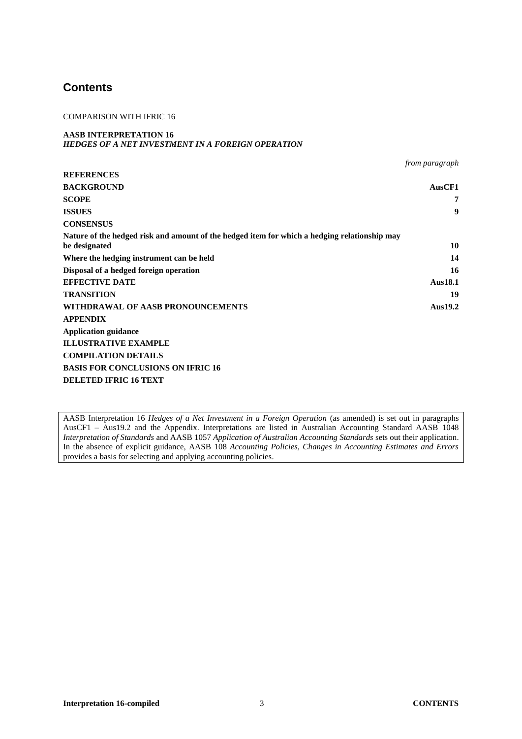## Contents

COMPARISON WITH IFRIC 16

**AASB INTERPRETATION 16**
***HEDGES OF A NET INVESTMENT IN A FOREIGN OPERATION***

| | *from paragraph* |
|---|---|
| **REFERENCES** | |
| **BACKGROUND** | **AusCF1** |
| **SCOPE** | **7** |
| **ISSUES** | **9** |
| **CONSENSUS** | |
| **Nature of the hedged risk and amount of the hedged item for which a hedging relationship may be designated** | **10** |
| **Where the hedging instrument can be held** | **14** |
| **Disposal of a hedged foreign operation** | **16** |
| **EFFECTIVE DATE** | **Aus18.1** |
| **TRANSITION** | **19** |
| **WITHDRAWAL OF AASB PRONOUNCEMENTS** | **Aus19.2** |
| **APPENDIX** | |
| **Application guidance** | |
| **ILLUSTRATIVE EXAMPLE** | |
| **COMPILATION DETAILS** | |
| **BASIS FOR CONCLUSIONS ON IFRIC 16** | |
| **DELETED IFRIC 16 TEXT** | |

AASB Interpretation 16 *Hedges of a Net Investment in a Foreign Operation* (as amended) is set out in paragraphs AusCF1 – Aus19.2 and the Appendix. Interpretations are listed in Australian Accounting Standard AASB 1048 *Interpretation of Standards* and AASB 1057 *Application of Australian Accounting Standards* sets out their application. In the absence of explicit guidance, AASB 108 *Accounting Policies, Changes in Accounting Estimates and Errors* provides a basis for selecting and applying accounting policies.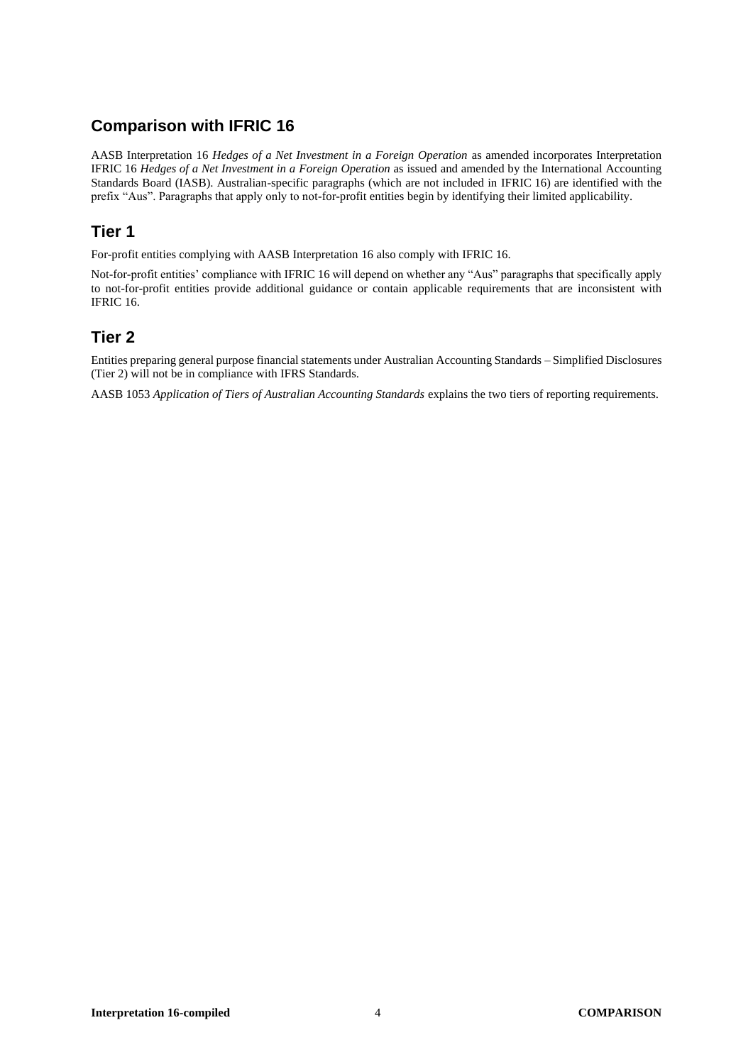## Comparison with IFRIC 16

AASB Interpretation 16 *Hedges of a Net Investment in a Foreign Operation* as amended incorporates Interpretation IFRIC 16 *Hedges of a Net Investment in a Foreign Operation* as issued and amended by the International Accounting Standards Board (IASB). Australian-specific paragraphs (which are not included in IFRIC 16) are identified with the prefix "Aus". Paragraphs that apply only to not-for-profit entities begin by identifying their limited applicability.

## Tier 1

For-profit entities complying with AASB Interpretation 16 also comply with IFRIC 16.

Not-for-profit entities' compliance with IFRIC 16 will depend on whether any "Aus" paragraphs that specifically apply to not-for-profit entities provide additional guidance or contain applicable requirements that are inconsistent with IFRIC 16.

## Tier 2

Entities preparing general purpose financial statements under Australian Accounting Standards – Simplified Disclosures (Tier 2) will not be in compliance with IFRS Standards.

AASB 1053 *Application of Tiers of Australian Accounting Standards* explains the two tiers of reporting requirements.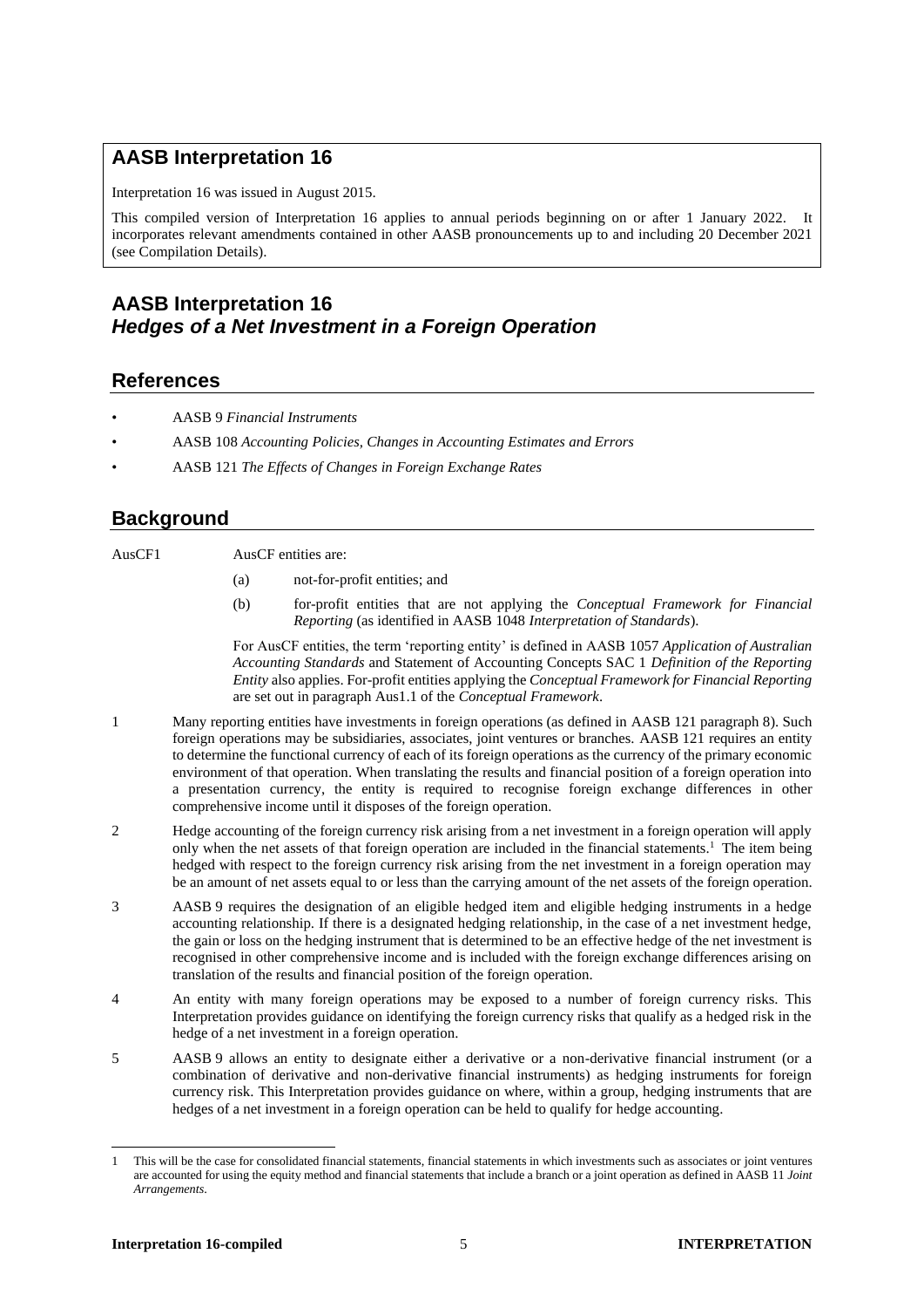## AASB Interpretation 16

Interpretation 16 was issued in August 2015.

This compiled version of Interpretation 16 applies to annual periods beginning on or after 1 January 2022. It incorporates relevant amendments contained in other AASB pronouncements up to and including 20 December 2021 (see Compilation Details).

# AASB Interpretation 16
# *Hedges of a Net Investment in a Foreign Operation*

## References

- AASB 9 *Financial Instruments*
- AASB 108 *Accounting Policies, Changes in Accounting Estimates and Errors*
- AASB 121 *The Effects of Changes in Foreign Exchange Rates*

## Background

AusCF1 AusCF entities are:

(a) not-for-profit entities; and

(b) for-profit entities that are not applying the *Conceptual Framework for Financial Reporting* (as identified in AASB 1048 *Interpretation of Standards*).

For AusCF entities, the term 'reporting entity' is defined in AASB 1057 *Application of Australian Accounting Standards* and Statement of Accounting Concepts SAC 1 *Definition of the Reporting Entity* also applies. For-profit entities applying the *Conceptual Framework for Financial Reporting* are set out in paragraph Aus1.1 of the *Conceptual Framework*.

1 Many reporting entities have investments in foreign operations (as defined in AASB 121 paragraph 8). Such foreign operations may be subsidiaries, associates, joint ventures or branches. AASB 121 requires an entity to determine the functional currency of each of its foreign operations as the currency of the primary economic environment of that operation. When translating the results and financial position of a foreign operation into a presentation currency, the entity is required to recognise foreign exchange differences in other comprehensive income until it disposes of the foreign operation.

2 Hedge accounting of the foreign currency risk arising from a net investment in a foreign operation will apply only when the net assets of that foreign operation are included in the financial statements.[1] The item being hedged with respect to the foreign currency risk arising from the net investment in a foreign operation may be an amount of net assets equal to or less than the carrying amount of the net assets of the foreign operation.

3 AASB 9 requires the designation of an eligible hedged item and eligible hedging instruments in a hedge accounting relationship. If there is a designated hedging relationship, in the case of a net investment hedge, the gain or loss on the hedging instrument that is determined to be an effective hedge of the net investment is recognised in other comprehensive income and is included with the foreign exchange differences arising on translation of the results and financial position of the foreign operation.

4 An entity with many foreign operations may be exposed to a number of foreign currency risks. This Interpretation provides guidance on identifying the foreign currency risks that qualify as a hedged risk in the hedge of a net investment in a foreign operation.

5 AASB 9 allows an entity to designate either a derivative or a non-derivative financial instrument (or a combination of derivative and non-derivative financial instruments) as hedging instruments for foreign currency risk. This Interpretation provides guidance on where, within a group, hedging instruments that are hedges of a net investment in a foreign operation can be held to qualify for hedge accounting.

---

1 This will be the case for consolidated financial statements, financial statements in which investments such as associates or joint ventures are accounted for using the equity method and financial statements that include a branch or a joint operation as defined in AASB 11 *Joint Arrangements*.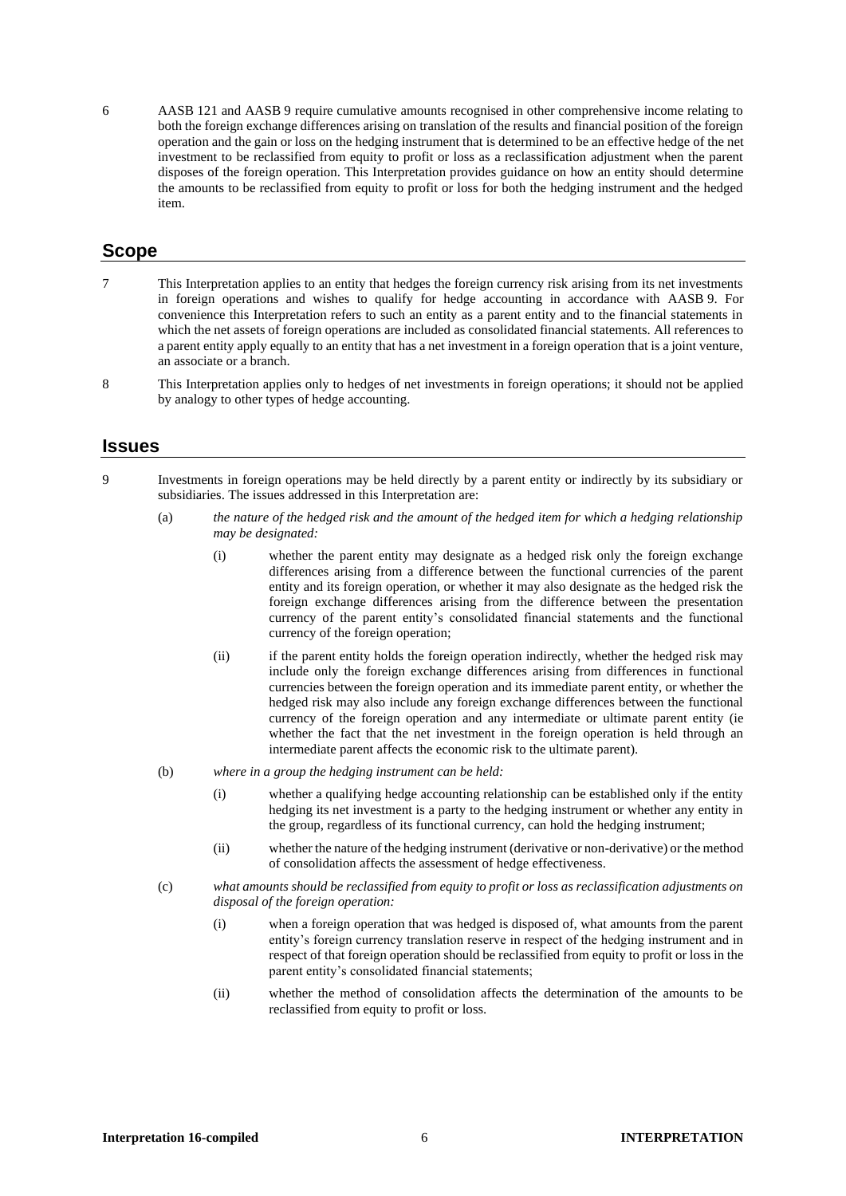6 AASB 121 and AASB 9 require cumulative amounts recognised in other comprehensive income relating to both the foreign exchange differences arising on translation of the results and financial position of the foreign operation and the gain or loss on the hedging instrument that is determined to be an effective hedge of the net investment to be reclassified from equity to profit or loss as a reclassification adjustment when the parent disposes of the foreign operation. This Interpretation provides guidance on how an entity should determine the amounts to be reclassified from equity to profit or loss for both the hedging instrument and the hedged item.

## Scope

7 This Interpretation applies to an entity that hedges the foreign currency risk arising from its net investments in foreign operations and wishes to qualify for hedge accounting in accordance with AASB 9. For convenience this Interpretation refers to such an entity as a parent entity and to the financial statements in which the net assets of foreign operations are included as consolidated financial statements. All references to a parent entity apply equally to an entity that has a net investment in a foreign operation that is a joint venture, an associate or a branch.

8 This Interpretation applies only to hedges of net investments in foreign operations; it should not be applied by analogy to other types of hedge accounting.

## Issues

9 Investments in foreign operations may be held directly by a parent entity or indirectly by its subsidiary or subsidiaries. The issues addressed in this Interpretation are:

(a) *the nature of the hedged risk and the amount of the hedged item for which a hedging relationship may be designated:*

(i) whether the parent entity may designate as a hedged risk only the foreign exchange differences arising from a difference between the functional currencies of the parent entity and its foreign operation, or whether it may also designate as the hedged risk the foreign exchange differences arising from the difference between the presentation currency of the parent entity's consolidated financial statements and the functional currency of the foreign operation;

(ii) if the parent entity holds the foreign operation indirectly, whether the hedged risk may include only the foreign exchange differences arising from differences in functional currencies between the foreign operation and its immediate parent entity, or whether the hedged risk may also include any foreign exchange differences between the functional currency of the foreign operation and any intermediate or ultimate parent entity (ie whether the fact that the net investment in the foreign operation is held through an intermediate parent affects the economic risk to the ultimate parent).

(b) *where in a group the hedging instrument can be held:*

(i) whether a qualifying hedge accounting relationship can be established only if the entity hedging its net investment is a party to the hedging instrument or whether any entity in the group, regardless of its functional currency, can hold the hedging instrument;

(ii) whether the nature of the hedging instrument (derivative or non-derivative) or the method of consolidation affects the assessment of hedge effectiveness.

(c) *what amounts should be reclassified from equity to profit or loss as reclassification adjustments on disposal of the foreign operation:*

(i) when a foreign operation that was hedged is disposed of, what amounts from the parent entity's foreign currency translation reserve in respect of the hedging instrument and in respect of that foreign operation should be reclassified from equity to profit or loss in the parent entity's consolidated financial statements;

(ii) whether the method of consolidation affects the determination of the amounts to be reclassified from equity to profit or loss.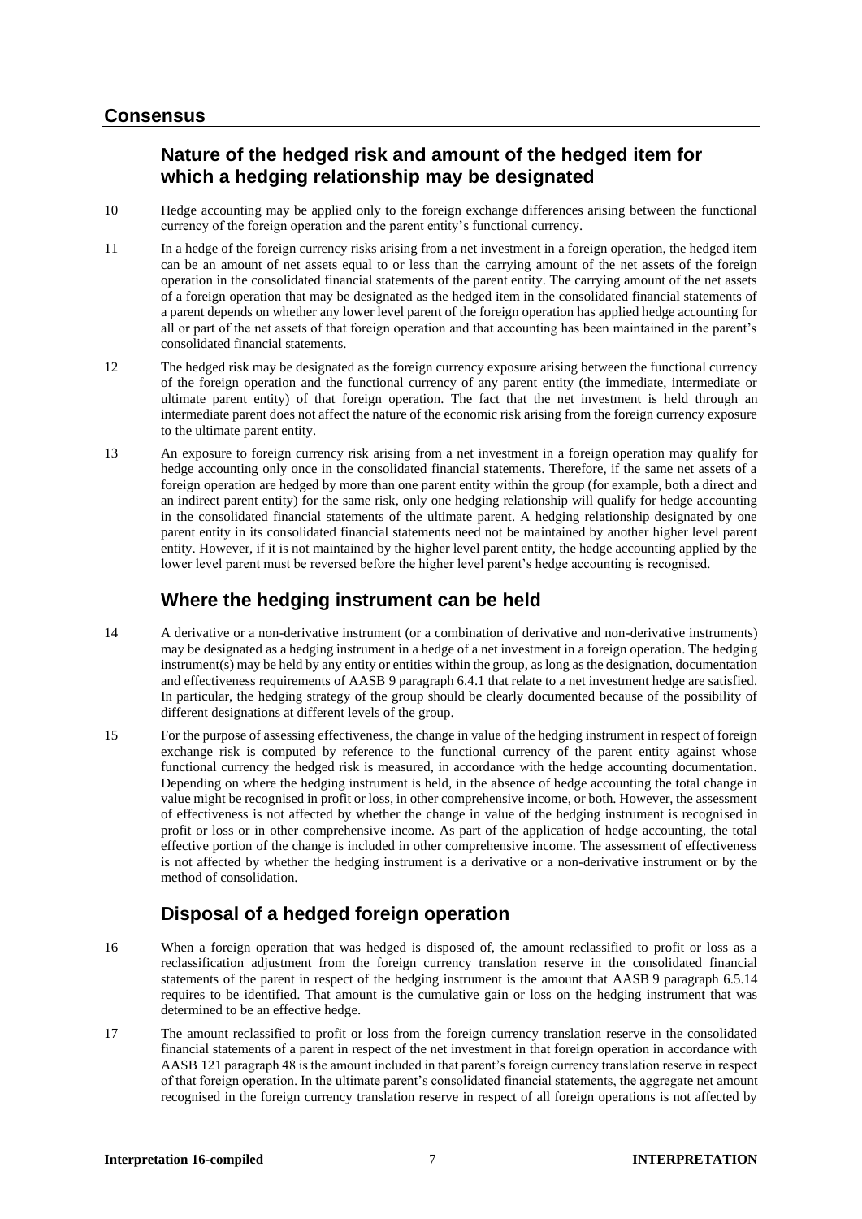## Consensus

### Nature of the hedged risk and amount of the hedged item for which a hedging relationship may be designated

10 Hedge accounting may be applied only to the foreign exchange differences arising between the functional currency of the foreign operation and the parent entity's functional currency.

11 In a hedge of the foreign currency risks arising from a net investment in a foreign operation, the hedged item can be an amount of net assets equal to or less than the carrying amount of the net assets of the foreign operation in the consolidated financial statements of the parent entity. The carrying amount of the net assets of a foreign operation that may be designated as the hedged item in the consolidated financial statements of a parent depends on whether any lower level parent of the foreign operation has applied hedge accounting for all or part of the net assets of that foreign operation and that accounting has been maintained in the parent's consolidated financial statements.

12 The hedged risk may be designated as the foreign currency exposure arising between the functional currency of the foreign operation and the functional currency of any parent entity (the immediate, intermediate or ultimate parent entity) of that foreign operation. The fact that the net investment is held through an intermediate parent does not affect the nature of the economic risk arising from the foreign currency exposure to the ultimate parent entity.

13 An exposure to foreign currency risk arising from a net investment in a foreign operation may qualify for hedge accounting only once in the consolidated financial statements. Therefore, if the same net assets of a foreign operation are hedged by more than one parent entity within the group (for example, both a direct and an indirect parent entity) for the same risk, only one hedging relationship will qualify for hedge accounting in the consolidated financial statements of the ultimate parent. A hedging relationship designated by one parent entity in its consolidated financial statements need not be maintained by another higher level parent entity. However, if it is not maintained by the higher level parent entity, the hedge accounting applied by the lower level parent must be reversed before the higher level parent's hedge accounting is recognised.

### Where the hedging instrument can be held

14 A derivative or a non-derivative instrument (or a combination of derivative and non-derivative instruments) may be designated as a hedging instrument in a hedge of a net investment in a foreign operation. The hedging instrument(s) may be held by any entity or entities within the group, as long as the designation, documentation and effectiveness requirements of AASB 9 paragraph 6.4.1 that relate to a net investment hedge are satisfied. In particular, the hedging strategy of the group should be clearly documented because of the possibility of different designations at different levels of the group.

15 For the purpose of assessing effectiveness, the change in value of the hedging instrument in respect of foreign exchange risk is computed by reference to the functional currency of the parent entity against whose functional currency the hedged risk is measured, in accordance with the hedge accounting documentation. Depending on where the hedging instrument is held, in the absence of hedge accounting the total change in value might be recognised in profit or loss, in other comprehensive income, or both. However, the assessment of effectiveness is not affected by whether the change in value of the hedging instrument is recognised in profit or loss or in other comprehensive income. As part of the application of hedge accounting, the total effective portion of the change is included in other comprehensive income. The assessment of effectiveness is not affected by whether the hedging instrument is a derivative or a non-derivative instrument or by the method of consolidation.

### Disposal of a hedged foreign operation

16 When a foreign operation that was hedged is disposed of, the amount reclassified to profit or loss as a reclassification adjustment from the foreign currency translation reserve in the consolidated financial statements of the parent in respect of the hedging instrument is the amount that AASB 9 paragraph 6.5.14 requires to be identified. That amount is the cumulative gain or loss on the hedging instrument that was determined to be an effective hedge.

17 The amount reclassified to profit or loss from the foreign currency translation reserve in the consolidated financial statements of a parent in respect of the net investment in that foreign operation in accordance with AASB 121 paragraph 48 is the amount included in that parent's foreign currency translation reserve in respect of that foreign operation. In the ultimate parent's consolidated financial statements, the aggregate net amount recognised in the foreign currency translation reserve in respect of all foreign operations is not affected by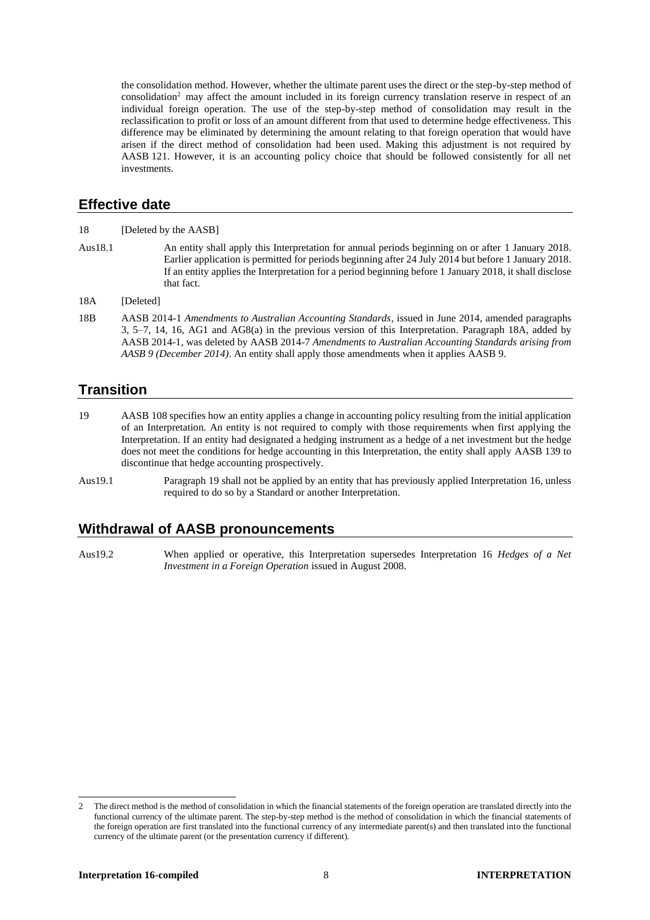the consolidation method. However, whether the ultimate parent uses the direct or the step-by-step method of consolidation[2] may affect the amount included in its foreign currency translation reserve in respect of an individual foreign operation. The use of the step-by-step method of consolidation may result in the reclassification to profit or loss of an amount different from that used to determine hedge effectiveness. This difference may be eliminated by determining the amount relating to that foreign operation that would have arisen if the direct method of consolidation had been used. Making this adjustment is not required by AASB 121. However, it is an accounting policy choice that should be followed consistently for all net investments.

## Effective date

18 [Deleted by the AASB]

Aus18.1 An entity shall apply this Interpretation for annual periods beginning on or after 1 January 2018. Earlier application is permitted for periods beginning after 24 July 2014 but before 1 January 2018. If an entity applies the Interpretation for a period beginning before 1 January 2018, it shall disclose that fact.

18A [Deleted]

18B AASB 2014-1 *Amendments to Australian Accounting Standards*, issued in June 2014, amended paragraphs 3, 5–7, 14, 16, AG1 and AG8(a) in the previous version of this Interpretation. Paragraph 18A, added by AASB 2014-1, was deleted by AASB 2014-7 *Amendments to Australian Accounting Standards arising from AASB 9 (December 2014)*. An entity shall apply those amendments when it applies AASB 9.

## Transition

19 AASB 108 specifies how an entity applies a change in accounting policy resulting from the initial application of an Interpretation. An entity is not required to comply with those requirements when first applying the Interpretation. If an entity had designated a hedging instrument as a hedge of a net investment but the hedge does not meet the conditions for hedge accounting in this Interpretation, the entity shall apply AASB 139 to discontinue that hedge accounting prospectively.

Aus19.1 Paragraph 19 shall not be applied by an entity that has previously applied Interpretation 16, unless required to do so by a Standard or another Interpretation.

## Withdrawal of AASB pronouncements

Aus19.2 When applied or operative, this Interpretation supersedes Interpretation 16 *Hedges of a Net Investment in a Foreign Operation* issued in August 2008.

---

2 The direct method is the method of consolidation in which the financial statements of the foreign operation are translated directly into the functional currency of the ultimate parent. The step-by-step method is the method of consolidation in which the financial statements of the foreign operation are first translated into the functional currency of any intermediate parent(s) and then translated into the functional currency of the ultimate parent (or the presentation currency if different).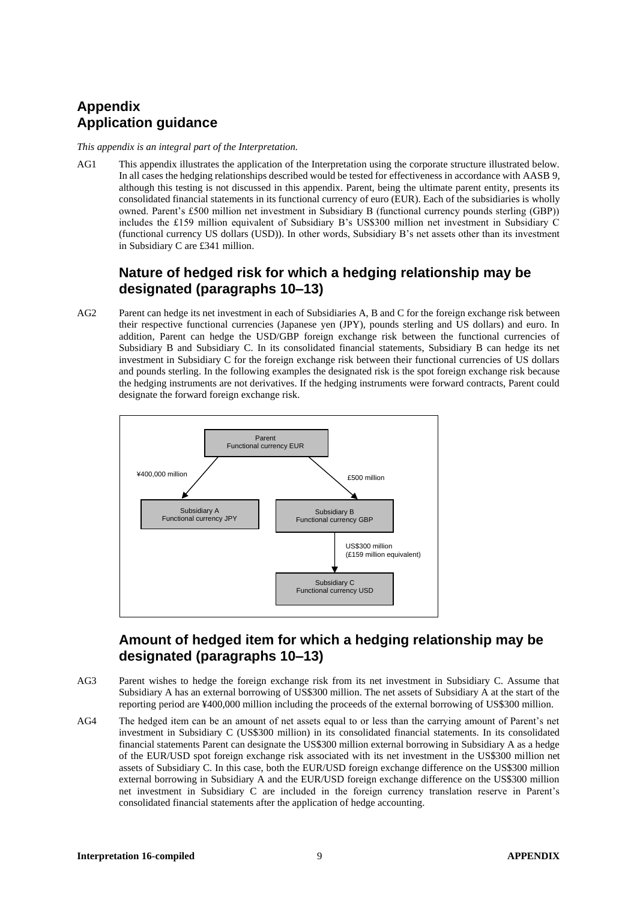# Appendix
# Application guidance

*This appendix is an integral part of the Interpretation.*

AG1 This appendix illustrates the application of the Interpretation using the corporate structure illustrated below. In all cases the hedging relationships described would be tested for effectiveness in accordance with AASB 9, although this testing is not discussed in this appendix. Parent, being the ultimate parent entity, presents its consolidated financial statements in its functional currency of euro (EUR). Each of the subsidiaries is wholly owned. Parent's £500 million net investment in Subsidiary B (functional currency pounds sterling (GBP)) includes the £159 million equivalent of Subsidiary B's US$300 million net investment in Subsidiary C (functional currency US dollars (USD)). In other words, Subsidiary B's net assets other than its investment in Subsidiary C are £341 million.

## Nature of hedged risk for which a hedging relationship may be designated (paragraphs 10–13)

AG2 Parent can hedge its net investment in each of Subsidiaries A, B and C for the foreign exchange risk between their respective functional currencies (Japanese yen (JPY), pounds sterling and US dollars) and euro. In addition, Parent can hedge the USD/GBP foreign exchange risk between the functional currencies of Subsidiary B and Subsidiary C. In its consolidated financial statements, Subsidiary B can hedge its net investment in Subsidiary C for the foreign exchange risk between their functional currencies of US dollars and pounds sterling. In the following examples the designated risk is the spot foreign exchange risk because the hedging instruments are not derivatives. If the hedging instruments were forward contracts, Parent could designate the forward foreign exchange risk.

Parent
Functional currency EUR

¥400,000 million

£500 million

Subsidiary A
Functional currency JPY

Subsidiary B
Functional currency GBP

US$300 million
(£159 million equivalent)

Subsidiary C
Functional currency USD

## Amount of hedged item for which a hedging relationship may be designated (paragraphs 10–13)

AG3 Parent wishes to hedge the foreign exchange risk from its net investment in Subsidiary C. Assume that Subsidiary A has an external borrowing of US$300 million. The net assets of Subsidiary A at the start of the reporting period are ¥400,000 million including the proceeds of the external borrowing of US$300 million.

AG4 The hedged item can be an amount of net assets equal to or less than the carrying amount of Parent's net investment in Subsidiary C (US$300 million) in its consolidated financial statements. In its consolidated financial statements Parent can designate the US$300 million external borrowing in Subsidiary A as a hedge of the EUR/USD spot foreign exchange risk associated with its net investment in the US$300 million net assets of Subsidiary C. In this case, both the EUR/USD foreign exchange difference on the US$300 million external borrowing in Subsidiary A and the EUR/USD foreign exchange difference on the US$300 million net investment in Subsidiary C are included in the foreign currency translation reserve in Parent's consolidated financial statements after the application of hedge accounting.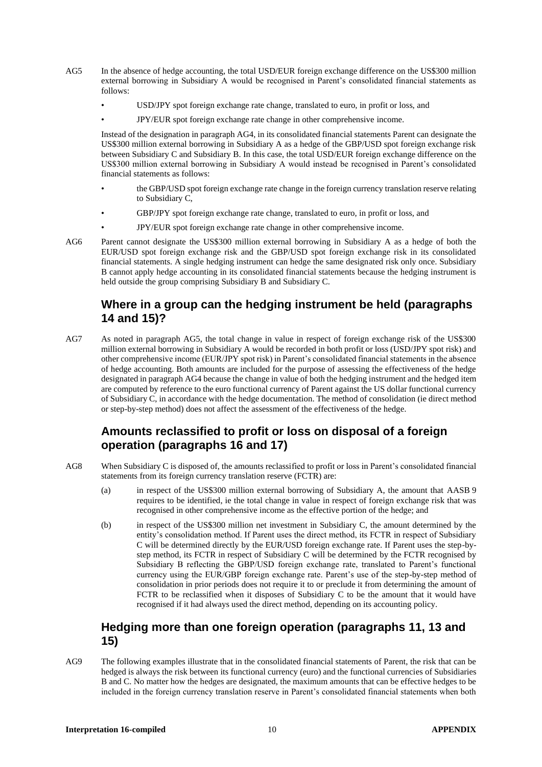AG5 In the absence of hedge accounting, the total USD/EUR foreign exchange difference on the US$300 million external borrowing in Subsidiary A would be recognised in Parent's consolidated financial statements as follows:

- USD/JPY spot foreign exchange rate change, translated to euro, in profit or loss, and
- JPY/EUR spot foreign exchange rate change in other comprehensive income.

Instead of the designation in paragraph AG4, in its consolidated financial statements Parent can designate the US$300 million external borrowing in Subsidiary A as a hedge of the GBP/USD spot foreign exchange risk between Subsidiary C and Subsidiary B. In this case, the total USD/EUR foreign exchange difference on the US$300 million external borrowing in Subsidiary A would instead be recognised in Parent's consolidated financial statements as follows:

- the GBP/USD spot foreign exchange rate change in the foreign currency translation reserve relating to Subsidiary C,
- GBP/JPY spot foreign exchange rate change, translated to euro, in profit or loss, and
- JPY/EUR spot foreign exchange rate change in other comprehensive income.

AG6 Parent cannot designate the US$300 million external borrowing in Subsidiary A as a hedge of both the EUR/USD spot foreign exchange risk and the GBP/USD spot foreign exchange risk in its consolidated financial statements. A single hedging instrument can hedge the same designated risk only once. Subsidiary B cannot apply hedge accounting in its consolidated financial statements because the hedging instrument is held outside the group comprising Subsidiary B and Subsidiary C.

## Where in a group can the hedging instrument be held (paragraphs 14 and 15)?

AG7 As noted in paragraph AG5, the total change in value in respect of foreign exchange risk of the US$300 million external borrowing in Subsidiary A would be recorded in both profit or loss (USD/JPY spot risk) and other comprehensive income (EUR/JPY spot risk) in Parent's consolidated financial statements in the absence of hedge accounting. Both amounts are included for the purpose of assessing the effectiveness of the hedge designated in paragraph AG4 because the change in value of both the hedging instrument and the hedged item are computed by reference to the euro functional currency of Parent against the US dollar functional currency of Subsidiary C, in accordance with the hedge documentation. The method of consolidation (ie direct method or step-by-step method) does not affect the assessment of the effectiveness of the hedge.

## Amounts reclassified to profit or loss on disposal of a foreign operation (paragraphs 16 and 17)

AG8 When Subsidiary C is disposed of, the amounts reclassified to profit or loss in Parent's consolidated financial statements from its foreign currency translation reserve (FCTR) are:

(a) in respect of the US$300 million external borrowing of Subsidiary A, the amount that AASB 9 requires to be identified, ie the total change in value in respect of foreign exchange risk that was recognised in other comprehensive income as the effective portion of the hedge; and

(b) in respect of the US$300 million net investment in Subsidiary C, the amount determined by the entity's consolidation method. If Parent uses the direct method, its FCTR in respect of Subsidiary C will be determined directly by the EUR/USD foreign exchange rate. If Parent uses the step-by-step method, its FCTR in respect of Subsidiary C will be determined by the FCTR recognised by Subsidiary B reflecting the GBP/USD foreign exchange rate, translated to Parent's functional currency using the EUR/GBP foreign exchange rate. Parent's use of the step-by-step method of consolidation in prior periods does not require it to or preclude it from determining the amount of FCTR to be reclassified when it disposes of Subsidiary C to be the amount that it would have recognised if it had always used the direct method, depending on its accounting policy.

## Hedging more than one foreign operation (paragraphs 11, 13 and 15)

AG9 The following examples illustrate that in the consolidated financial statements of Parent, the risk that can be hedged is always the risk between its functional currency (euro) and the functional currencies of Subsidiaries B and C. No matter how the hedges are designated, the maximum amounts that can be effective hedges to be included in the foreign currency translation reserve in Parent's consolidated financial statements when both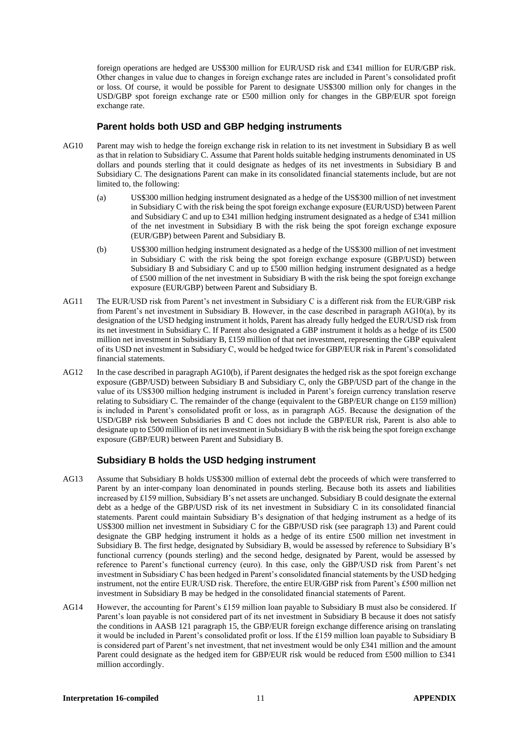foreign operations are hedged are US$300 million for EUR/USD risk and £341 million for EUR/GBP risk. Other changes in value due to changes in foreign exchange rates are included in Parent's consolidated profit or loss. Of course, it would be possible for Parent to designate US$300 million only for changes in the USD/GBP spot foreign exchange rate or £500 million only for changes in the GBP/EUR spot foreign exchange rate.

### Parent holds both USD and GBP hedging instruments

AG10 Parent may wish to hedge the foreign exchange risk in relation to its net investment in Subsidiary B as well as that in relation to Subsidiary C. Assume that Parent holds suitable hedging instruments denominated in US dollars and pounds sterling that it could designate as hedges of its net investments in Subsidiary B and Subsidiary C. The designations Parent can make in its consolidated financial statements include, but are not limited to, the following:

(a) US$300 million hedging instrument designated as a hedge of the US$300 million of net investment in Subsidiary C with the risk being the spot foreign exchange exposure (EUR/USD) between Parent and Subsidiary C and up to £341 million hedging instrument designated as a hedge of £341 million of the net investment in Subsidiary B with the risk being the spot foreign exchange exposure (EUR/GBP) between Parent and Subsidiary B.

(b) US$300 million hedging instrument designated as a hedge of the US$300 million of net investment in Subsidiary C with the risk being the spot foreign exchange exposure (GBP/USD) between Subsidiary B and Subsidiary C and up to £500 million hedging instrument designated as a hedge of £500 million of the net investment in Subsidiary B with the risk being the spot foreign exchange exposure (EUR/GBP) between Parent and Subsidiary B.

AG11 The EUR/USD risk from Parent's net investment in Subsidiary C is a different risk from the EUR/GBP risk from Parent's net investment in Subsidiary B. However, in the case described in paragraph AG10(a), by its designation of the USD hedging instrument it holds, Parent has already fully hedged the EUR/USD risk from its net investment in Subsidiary C. If Parent also designated a GBP instrument it holds as a hedge of its £500 million net investment in Subsidiary B, £159 million of that net investment, representing the GBP equivalent of its USD net investment in Subsidiary C, would be hedged twice for GBP/EUR risk in Parent's consolidated financial statements.

AG12 In the case described in paragraph AG10(b), if Parent designates the hedged risk as the spot foreign exchange exposure (GBP/USD) between Subsidiary B and Subsidiary C, only the GBP/USD part of the change in the value of its US$300 million hedging instrument is included in Parent's foreign currency translation reserve relating to Subsidiary C. The remainder of the change (equivalent to the GBP/EUR change on £159 million) is included in Parent's consolidated profit or loss, as in paragraph AG5. Because the designation of the USD/GBP risk between Subsidiaries B and C does not include the GBP/EUR risk, Parent is also able to designate up to £500 million of its net investment in Subsidiary B with the risk being the spot foreign exchange exposure (GBP/EUR) between Parent and Subsidiary B.

### Subsidiary B holds the USD hedging instrument

AG13 Assume that Subsidiary B holds US$300 million of external debt the proceeds of which were transferred to Parent by an inter-company loan denominated in pounds sterling. Because both its assets and liabilities increased by £159 million, Subsidiary B's net assets are unchanged. Subsidiary B could designate the external debt as a hedge of the GBP/USD risk of its net investment in Subsidiary C in its consolidated financial statements. Parent could maintain Subsidiary B's designation of that hedging instrument as a hedge of its US$300 million net investment in Subsidiary C for the GBP/USD risk (see paragraph 13) and Parent could designate the GBP hedging instrument it holds as a hedge of its entire £500 million net investment in Subsidiary B. The first hedge, designated by Subsidiary B, would be assessed by reference to Subsidiary B's functional currency (pounds sterling) and the second hedge, designated by Parent, would be assessed by reference to Parent's functional currency (euro). In this case, only the GBP/USD risk from Parent's net investment in Subsidiary C has been hedged in Parent's consolidated financial statements by the USD hedging instrument, not the entire EUR/USD risk. Therefore, the entire EUR/GBP risk from Parent's £500 million net investment in Subsidiary B may be hedged in the consolidated financial statements of Parent.

AG14 However, the accounting for Parent's £159 million loan payable to Subsidiary B must also be considered. If Parent's loan payable is not considered part of its net investment in Subsidiary B because it does not satisfy the conditions in AASB 121 paragraph 15, the GBP/EUR foreign exchange difference arising on translating it would be included in Parent's consolidated profit or loss. If the £159 million loan payable to Subsidiary B is considered part of Parent's net investment, that net investment would be only £341 million and the amount Parent could designate as the hedged item for GBP/EUR risk would be reduced from £500 million to £341 million accordingly.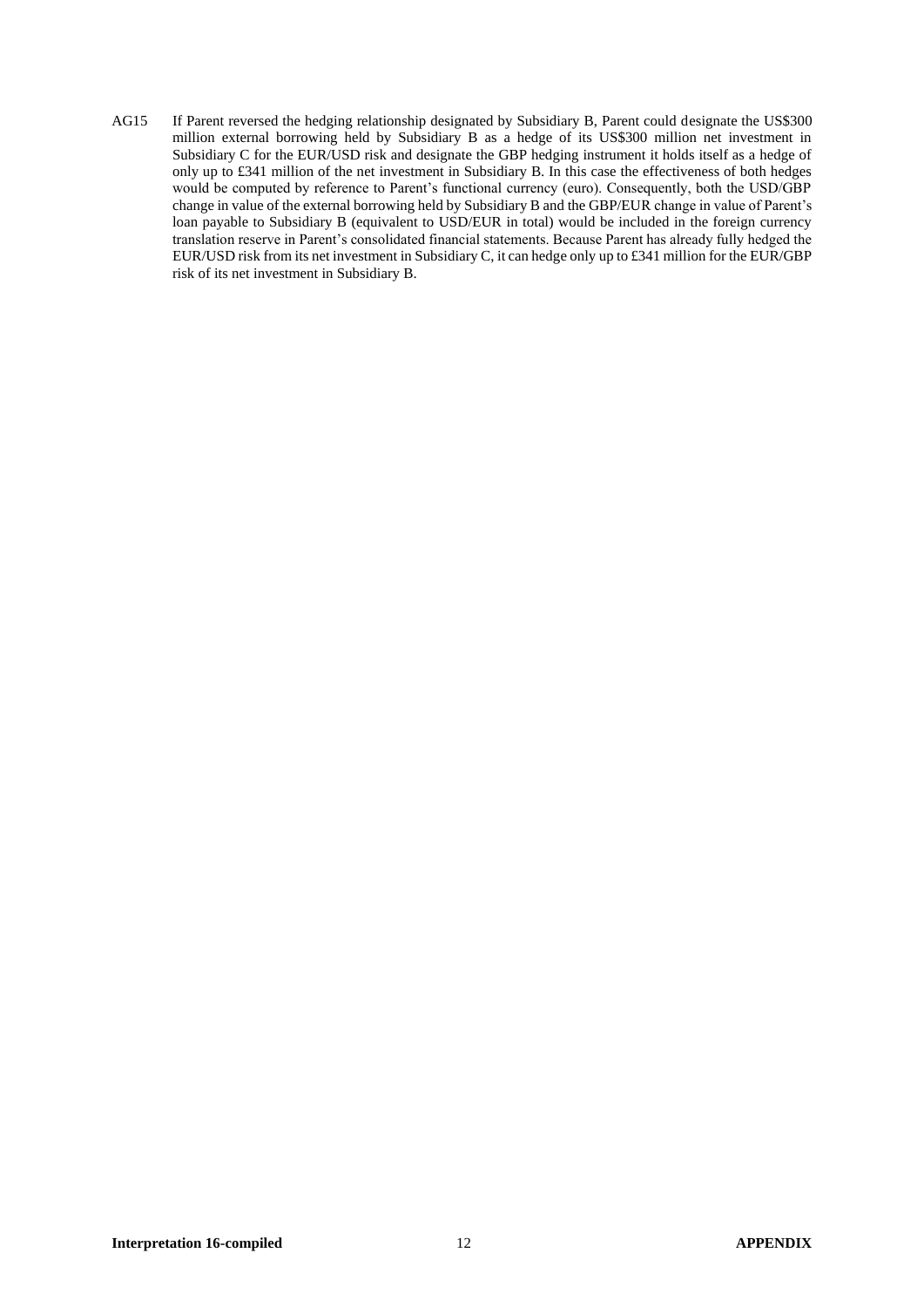AG15 If Parent reversed the hedging relationship designated by Subsidiary B, Parent could designate the US$300 million external borrowing held by Subsidiary B as a hedge of its US$300 million net investment in Subsidiary C for the EUR/USD risk and designate the GBP hedging instrument it holds itself as a hedge of only up to £341 million of the net investment in Subsidiary B. In this case the effectiveness of both hedges would be computed by reference to Parent's functional currency (euro). Consequently, both the USD/GBP change in value of the external borrowing held by Subsidiary B and the GBP/EUR change in value of Parent's loan payable to Subsidiary B (equivalent to USD/EUR in total) would be included in the foreign currency translation reserve in Parent's consolidated financial statements. Because Parent has already fully hedged the EUR/USD risk from its net investment in Subsidiary C, it can hedge only up to £341 million for the EUR/GBP risk of its net investment in Subsidiary B.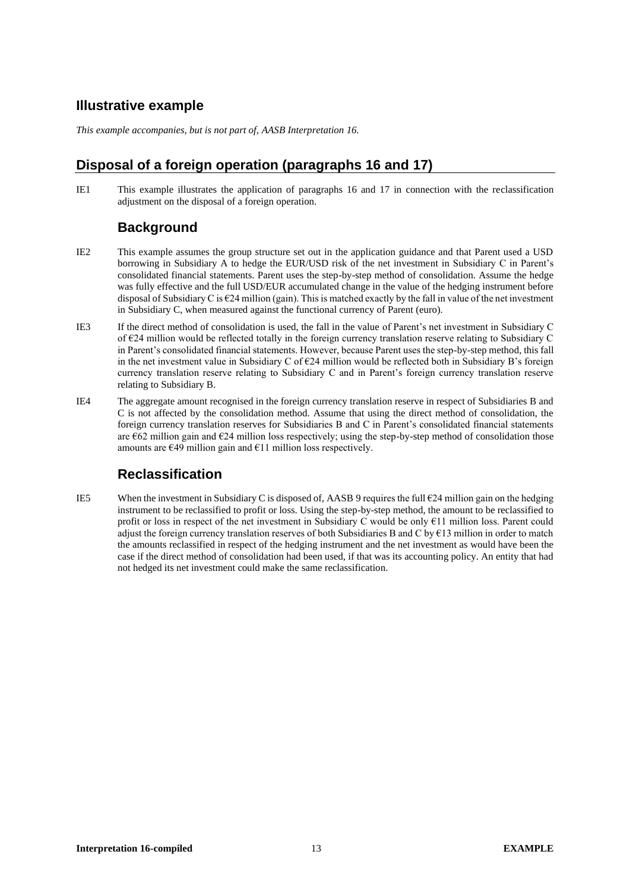## Illustrative example

*This example accompanies, but is not part of, AASB Interpretation 16.*

## Disposal of a foreign operation (paragraphs 16 and 17)

IE1 This example illustrates the application of paragraphs 16 and 17 in connection with the reclassification adjustment on the disposal of a foreign operation.

### Background

IE2 This example assumes the group structure set out in the application guidance and that Parent used a USD borrowing in Subsidiary A to hedge the EUR/USD risk of the net investment in Subsidiary C in Parent's consolidated financial statements. Parent uses the step-by-step method of consolidation. Assume the hedge was fully effective and the full USD/EUR accumulated change in the value of the hedging instrument before disposal of Subsidiary C is €24 million (gain). This is matched exactly by the fall in value of the net investment in Subsidiary C, when measured against the functional currency of Parent (euro).

IE3 If the direct method of consolidation is used, the fall in the value of Parent's net investment in Subsidiary C of €24 million would be reflected totally in the foreign currency translation reserve relating to Subsidiary C in Parent's consolidated financial statements. However, because Parent uses the step-by-step method, this fall in the net investment value in Subsidiary C of €24 million would be reflected both in Subsidiary B's foreign currency translation reserve relating to Subsidiary C and in Parent's foreign currency translation reserve relating to Subsidiary B.

IE4 The aggregate amount recognised in the foreign currency translation reserve in respect of Subsidiaries B and C is not affected by the consolidation method. Assume that using the direct method of consolidation, the foreign currency translation reserves for Subsidiaries B and C in Parent's consolidated financial statements are €62 million gain and €24 million loss respectively; using the step-by-step method of consolidation those amounts are €49 million gain and €11 million loss respectively.

### Reclassification

IE5 When the investment in Subsidiary C is disposed of, AASB 9 requires the full €24 million gain on the hedging instrument to be reclassified to profit or loss. Using the step-by-step method, the amount to be reclassified to profit or loss in respect of the net investment in Subsidiary C would be only €11 million loss. Parent could adjust the foreign currency translation reserves of both Subsidiaries B and C by €13 million in order to match the amounts reclassified in respect of the hedging instrument and the net investment as would have been the case if the direct method of consolidation had been used, if that was its accounting policy. An entity that had not hedged its net investment could make the same reclassification.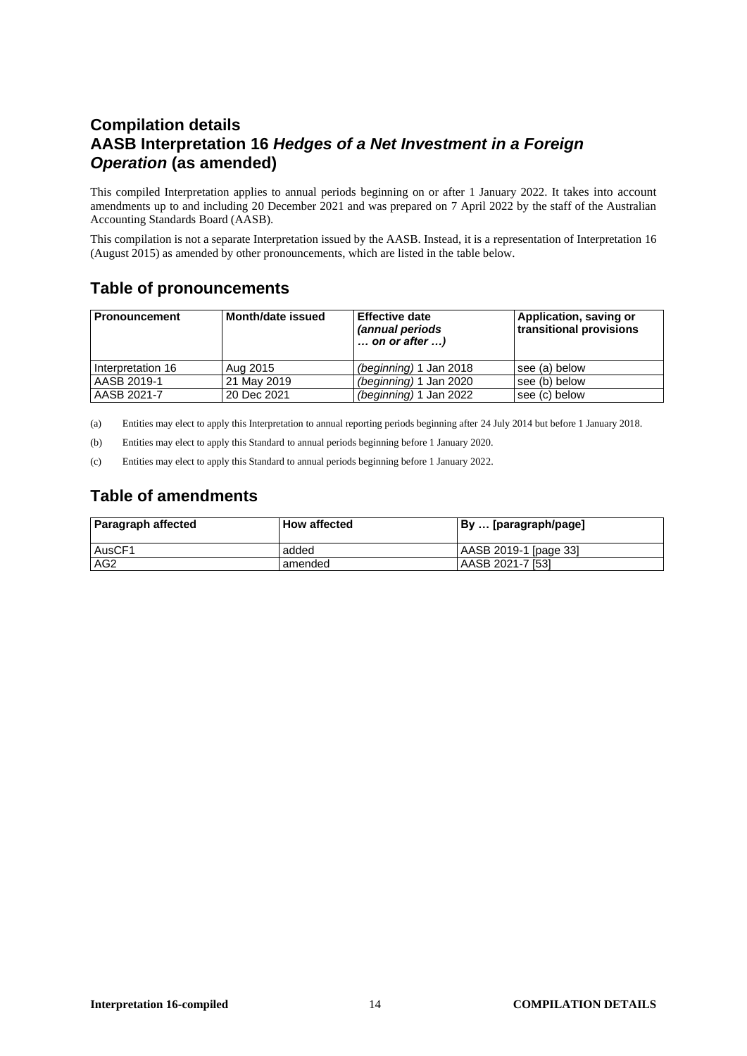# Compilation details

# AASB Interpretation 16 *Hedges of a Net Investment in a Foreign Operation* (as amended)

This compiled Interpretation applies to annual periods beginning on or after 1 January 2022. It takes into account amendments up to and including 20 December 2021 and was prepared on 7 April 2022 by the staff of the Australian Accounting Standards Board (AASB).

This compilation is not a separate Interpretation issued by the AASB. Instead, it is a representation of Interpretation 16 (August 2015) as amended by other pronouncements, which are listed in the table below.

## Table of pronouncements

| Pronouncement | Month/date issued | Effective date *(annual periods … on or after …)* | Application, saving or transitional provisions |
|---|---|---|---|
| Interpretation 16 | Aug 2015 | *(beginning)* 1 Jan 2018 | see (a) below |
| AASB 2019-1 | 21 May 2019 | *(beginning)* 1 Jan 2020 | see (b) below |
| AASB 2021-7 | 20 Dec 2021 | *(beginning)* 1 Jan 2022 | see (c) below |

(a) Entities may elect to apply this Interpretation to annual reporting periods beginning after 24 July 2014 but before 1 January 2018.

(b) Entities may elect to apply this Standard to annual periods beginning before 1 January 2020.

(c) Entities may elect to apply this Standard to annual periods beginning before 1 January 2022.

## Table of amendments

| Paragraph affected | How affected | By … [paragraph/page] |
|---|---|---|
| AusCF1 | added | AASB 2019-1 [page 33] |
| AG2 | amended | AASB 2021-7 [53] |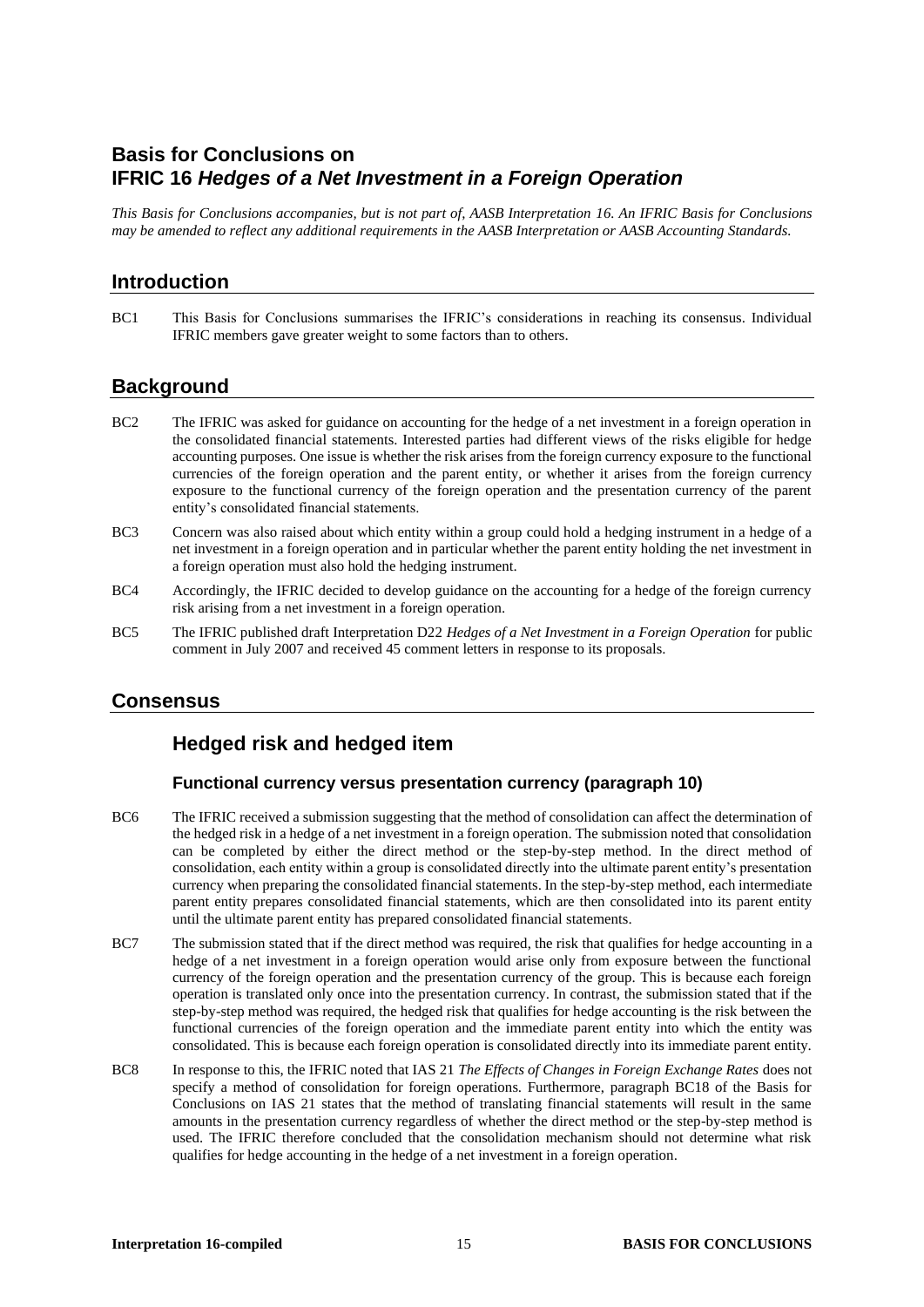# Basis for Conclusions on IFRIC 16 *Hedges of a Net Investment in a Foreign Operation*

*This Basis for Conclusions accompanies, but is not part of, AASB Interpretation 16. An IFRIC Basis for Conclusions may be amended to reflect any additional requirements in the AASB Interpretation or AASB Accounting Standards.*

## Introduction

BC1 This Basis for Conclusions summarises the IFRIC's considerations in reaching its consensus. Individual IFRIC members gave greater weight to some factors than to others.

## Background

BC2 The IFRIC was asked for guidance on accounting for the hedge of a net investment in a foreign operation in the consolidated financial statements. Interested parties had different views of the risks eligible for hedge accounting purposes. One issue is whether the risk arises from the foreign currency exposure to the functional currencies of the foreign operation and the parent entity, or whether it arises from the foreign currency exposure to the functional currency of the foreign operation and the presentation currency of the parent entity's consolidated financial statements.

BC3 Concern was also raised about which entity within a group could hold a hedging instrument in a hedge of a net investment in a foreign operation and in particular whether the parent entity holding the net investment in a foreign operation must also hold the hedging instrument.

BC4 Accordingly, the IFRIC decided to develop guidance on the accounting for a hedge of the foreign currency risk arising from a net investment in a foreign operation.

BC5 The IFRIC published draft Interpretation D22 *Hedges of a Net Investment in a Foreign Operation* for public comment in July 2007 and received 45 comment letters in response to its proposals.

## Consensus

### Hedged risk and hedged item

#### Functional currency versus presentation currency (paragraph 10)

BC6 The IFRIC received a submission suggesting that the method of consolidation can affect the determination of the hedged risk in a hedge of a net investment in a foreign operation. The submission noted that consolidation can be completed by either the direct method or the step-by-step method. In the direct method of consolidation, each entity within a group is consolidated directly into the ultimate parent entity's presentation currency when preparing the consolidated financial statements. In the step-by-step method, each intermediate parent entity prepares consolidated financial statements, which are then consolidated into its parent entity until the ultimate parent entity has prepared consolidated financial statements.

BC7 The submission stated that if the direct method was required, the risk that qualifies for hedge accounting in a hedge of a net investment in a foreign operation would arise only from exposure between the functional currency of the foreign operation and the presentation currency of the group. This is because each foreign operation is translated only once into the presentation currency. In contrast, the submission stated that if the step-by-step method was required, the hedged risk that qualifies for hedge accounting is the risk between the functional currencies of the foreign operation and the immediate parent entity into which the entity was consolidated. This is because each foreign operation is consolidated directly into its immediate parent entity.

BC8 In response to this, the IFRIC noted that IAS 21 *The Effects of Changes in Foreign Exchange Rates* does not specify a method of consolidation for foreign operations. Furthermore, paragraph BC18 of the Basis for Conclusions on IAS 21 states that the method of translating financial statements will result in the same amounts in the presentation currency regardless of whether the direct method or the step-by-step method is used. The IFRIC therefore concluded that the consolidation mechanism should not determine what risk qualifies for hedge accounting in the hedge of a net investment in a foreign operation.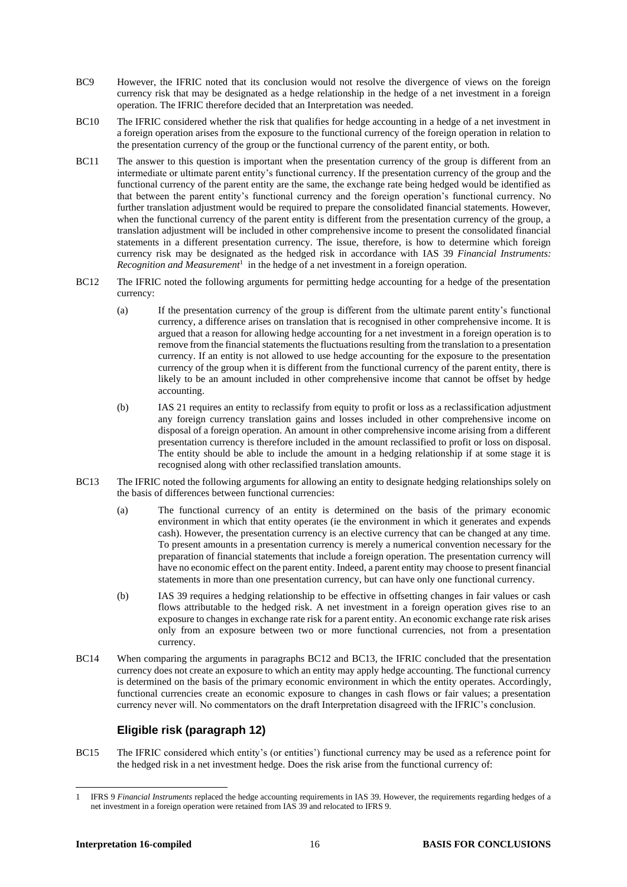BC9 However, the IFRIC noted that its conclusion would not resolve the divergence of views on the foreign currency risk that may be designated as a hedge relationship in the hedge of a net investment in a foreign operation. The IFRIC therefore decided that an Interpretation was needed.

BC10 The IFRIC considered whether the risk that qualifies for hedge accounting in a hedge of a net investment in a foreign operation arises from the exposure to the functional currency of the foreign operation in relation to the presentation currency of the group or the functional currency of the parent entity, or both.

BC11 The answer to this question is important when the presentation currency of the group is different from an intermediate or ultimate parent entity's functional currency. If the presentation currency of the group and the functional currency of the parent entity are the same, the exchange rate being hedged would be identified as that between the parent entity's functional currency and the foreign operation's functional currency. No further translation adjustment would be required to prepare the consolidated financial statements. However, when the functional currency of the parent entity is different from the presentation currency of the group, a translation adjustment will be included in other comprehensive income to present the consolidated financial statements in a different presentation currency. The issue, therefore, is how to determine which foreign currency risk may be designated as the hedged risk in accordance with IAS 39 *Financial Instruments: Recognition and Measurement*[1] in the hedge of a net investment in a foreign operation.

BC12 The IFRIC noted the following arguments for permitting hedge accounting for a hedge of the presentation currency:

(a) If the presentation currency of the group is different from the ultimate parent entity's functional currency, a difference arises on translation that is recognised in other comprehensive income. It is argued that a reason for allowing hedge accounting for a net investment in a foreign operation is to remove from the financial statements the fluctuations resulting from the translation to a presentation currency. If an entity is not allowed to use hedge accounting for the exposure to the presentation currency of the group when it is different from the functional currency of the parent entity, there is likely to be an amount included in other comprehensive income that cannot be offset by hedge accounting.

(b) IAS 21 requires an entity to reclassify from equity to profit or loss as a reclassification adjustment any foreign currency translation gains and losses included in other comprehensive income on disposal of a foreign operation. An amount in other comprehensive income arising from a different presentation currency is therefore included in the amount reclassified to profit or loss on disposal. The entity should be able to include the amount in a hedging relationship if at some stage it is recognised along with other reclassified translation amounts.

BC13 The IFRIC noted the following arguments for allowing an entity to designate hedging relationships solely on the basis of differences between functional currencies:

(a) The functional currency of an entity is determined on the basis of the primary economic environment in which that entity operates (ie the environment in which it generates and expends cash). However, the presentation currency is an elective currency that can be changed at any time. To present amounts in a presentation currency is merely a numerical convention necessary for the preparation of financial statements that include a foreign operation. The presentation currency will have no economic effect on the parent entity. Indeed, a parent entity may choose to present financial statements in more than one presentation currency, but can have only one functional currency.

(b) IAS 39 requires a hedging relationship to be effective in offsetting changes in fair values or cash flows attributable to the hedged risk. A net investment in a foreign operation gives rise to an exposure to changes in exchange rate risk for a parent entity. An economic exchange rate risk arises only from an exposure between two or more functional currencies, not from a presentation currency.

BC14 When comparing the arguments in paragraphs BC12 and BC13, the IFRIC concluded that the presentation currency does not create an exposure to which an entity may apply hedge accounting. The functional currency is determined on the basis of the primary economic environment in which the entity operates. Accordingly, functional currencies create an economic exposure to changes in cash flows or fair values; a presentation currency never will. No commentators on the draft Interpretation disagreed with the IFRIC's conclusion.

## Eligible risk (paragraph 12)

BC15 The IFRIC considered which entity's (or entities') functional currency may be used as a reference point for the hedged risk in a net investment hedge. Does the risk arise from the functional currency of:

---

[1] IFRS 9 *Financial Instruments* replaced the hedge accounting requirements in IAS 39. However, the requirements regarding hedges of a net investment in a foreign operation were retained from IAS 39 and relocated to IFRS 9.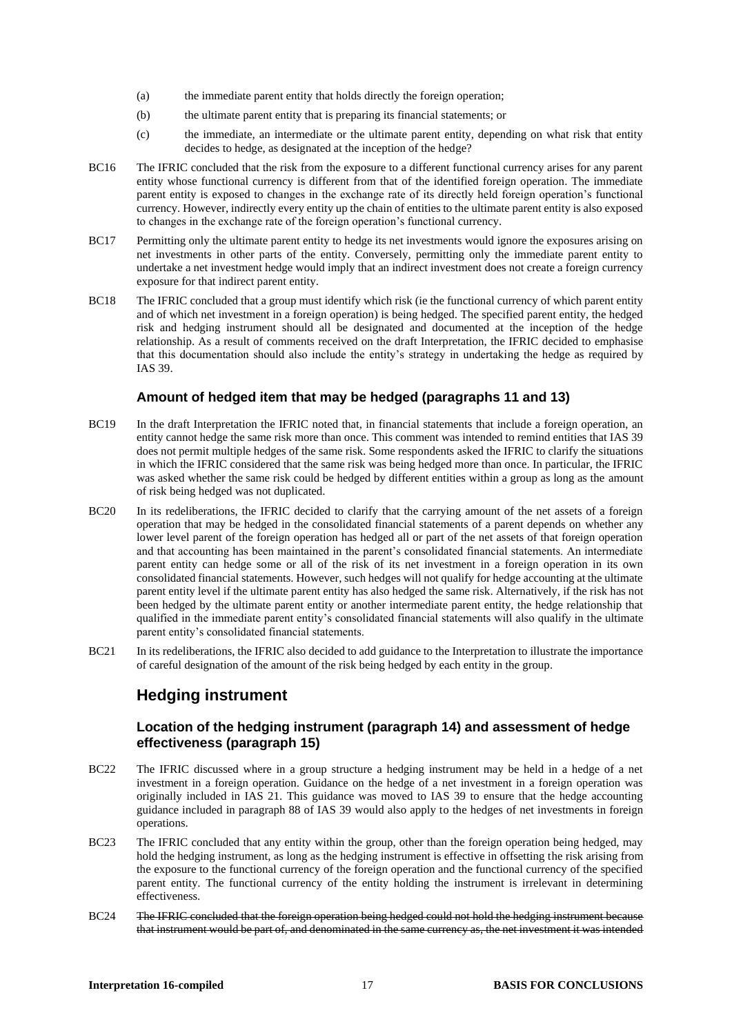(a) the immediate parent entity that holds directly the foreign operation;

(b) the ultimate parent entity that is preparing its financial statements; or

(c) the immediate, an intermediate or the ultimate parent entity, depending on what risk that entity decides to hedge, as designated at the inception of the hedge?

BC16 The IFRIC concluded that the risk from the exposure to a different functional currency arises for any parent entity whose functional currency is different from that of the identified foreign operation. The immediate parent entity is exposed to changes in the exchange rate of its directly held foreign operation's functional currency. However, indirectly every entity up the chain of entities to the ultimate parent entity is also exposed to changes in the exchange rate of the foreign operation's functional currency.

BC17 Permitting only the ultimate parent entity to hedge its net investments would ignore the exposures arising on net investments in other parts of the entity. Conversely, permitting only the immediate parent entity to undertake a net investment hedge would imply that an indirect investment does not create a foreign currency exposure for that indirect parent entity.

BC18 The IFRIC concluded that a group must identify which risk (ie the functional currency of which parent entity and of which net investment in a foreign operation) is being hedged. The specified parent entity, the hedged risk and hedging instrument should all be designated and documented at the inception of the hedge relationship. As a result of comments received on the draft Interpretation, the IFRIC decided to emphasise that this documentation should also include the entity's strategy in undertaking the hedge as required by IAS 39.

### Amount of hedged item that may be hedged (paragraphs 11 and 13)

BC19 In the draft Interpretation the IFRIC noted that, in financial statements that include a foreign operation, an entity cannot hedge the same risk more than once. This comment was intended to remind entities that IAS 39 does not permit multiple hedges of the same risk. Some respondents asked the IFRIC to clarify the situations in which the IFRIC considered that the same risk was being hedged more than once. In particular, the IFRIC was asked whether the same risk could be hedged by different entities within a group as long as the amount of risk being hedged was not duplicated.

BC20 In its redeliberations, the IFRIC decided to clarify that the carrying amount of the net assets of a foreign operation that may be hedged in the consolidated financial statements of a parent depends on whether any lower level parent of the foreign operation has hedged all or part of the net assets of that foreign operation and that accounting has been maintained in the parent's consolidated financial statements. An intermediate parent entity can hedge some or all of the risk of its net investment in a foreign operation in its own consolidated financial statements. However, such hedges will not qualify for hedge accounting at the ultimate parent entity level if the ultimate parent entity has also hedged the same risk. Alternatively, if the risk has not been hedged by the ultimate parent entity or another intermediate parent entity, the hedge relationship that qualified in the immediate parent entity's consolidated financial statements will also qualify in the ultimate parent entity's consolidated financial statements.

BC21 In its redeliberations, the IFRIC also decided to add guidance to the Interpretation to illustrate the importance of careful designation of the amount of the risk being hedged by each entity in the group.

## Hedging instrument

### Location of the hedging instrument (paragraph 14) and assessment of hedge effectiveness (paragraph 15)

BC22 The IFRIC discussed where in a group structure a hedging instrument may be held in a hedge of a net investment in a foreign operation. Guidance on the hedge of a net investment in a foreign operation was originally included in IAS 21. This guidance was moved to IAS 39 to ensure that the hedge accounting guidance included in paragraph 88 of IAS 39 would also apply to the hedges of net investments in foreign operations.

BC23 The IFRIC concluded that any entity within the group, other than the foreign operation being hedged, may hold the hedging instrument, as long as the hedging instrument is effective in offsetting the risk arising from the exposure to the functional currency of the foreign operation and the functional currency of the specified parent entity. The functional currency of the entity holding the instrument is irrelevant in determining effectiveness.

BC24 ~~The IFRIC concluded that the foreign operation being hedged could not hold the hedging instrument because that instrument would be part of, and denominated in the same currency as, the net investment it was intended~~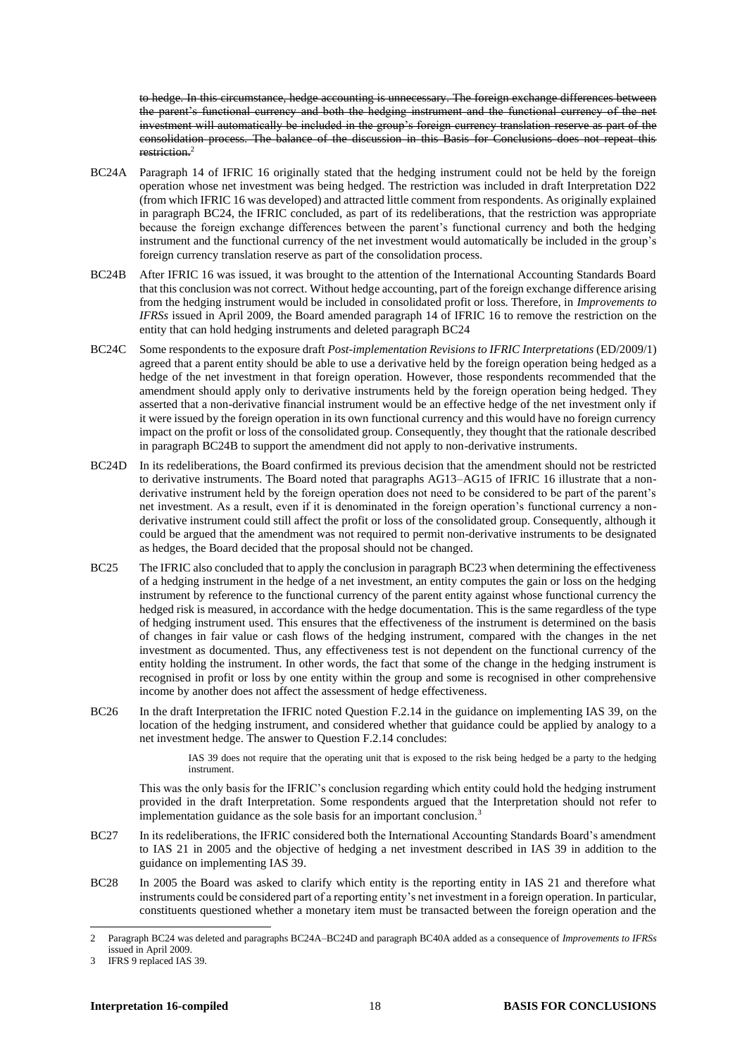~~to hedge. In this circumstance, hedge accounting is unnecessary. The foreign exchange differences between the parent's functional currency and both the hedging instrument and the functional currency of the net investment will automatically be included in the group's foreign currency translation reserve as part of the consolidation process. The balance of the discussion in this Basis for Conclusions does not repeat this restriction.~~[2]

BC24A Paragraph 14 of IFRIC 16 originally stated that the hedging instrument could not be held by the foreign operation whose net investment was being hedged. The restriction was included in draft Interpretation D22 (from which IFRIC 16 was developed) and attracted little comment from respondents. As originally explained in paragraph BC24, the IFRIC concluded, as part of its redeliberations, that the restriction was appropriate because the foreign exchange differences between the parent's functional currency and both the hedging instrument and the functional currency of the net investment would automatically be included in the group's foreign currency translation reserve as part of the consolidation process.

BC24B After IFRIC 16 was issued, it was brought to the attention of the International Accounting Standards Board that this conclusion was not correct. Without hedge accounting, part of the foreign exchange difference arising from the hedging instrument would be included in consolidated profit or loss. Therefore, in *Improvements to IFRSs* issued in April 2009, the Board amended paragraph 14 of IFRIC 16 to remove the restriction on the entity that can hold hedging instruments and deleted paragraph BC24

BC24C Some respondents to the exposure draft *Post-implementation Revisions to IFRIC Interpretations* (ED/2009/1) agreed that a parent entity should be able to use a derivative held by the foreign operation being hedged as a hedge of the net investment in that foreign operation. However, those respondents recommended that the amendment should apply only to derivative instruments held by the foreign operation being hedged. They asserted that a non-derivative financial instrument would be an effective hedge of the net investment only if it were issued by the foreign operation in its own functional currency and this would have no foreign currency impact on the profit or loss of the consolidated group. Consequently, they thought that the rationale described in paragraph BC24B to support the amendment did not apply to non-derivative instruments.

BC24D In its redeliberations, the Board confirmed its previous decision that the amendment should not be restricted to derivative instruments. The Board noted that paragraphs AG13–AG15 of IFRIC 16 illustrate that a non-derivative instrument held by the foreign operation does not need to be considered to be part of the parent's net investment. As a result, even if it is denominated in the foreign operation's functional currency a non-derivative instrument could still affect the profit or loss of the consolidated group. Consequently, although it could be argued that the amendment was not required to permit non-derivative instruments to be designated as hedges, the Board decided that the proposal should not be changed.

BC25 The IFRIC also concluded that to apply the conclusion in paragraph BC23 when determining the effectiveness of a hedging instrument in the hedge of a net investment, an entity computes the gain or loss on the hedging instrument by reference to the functional currency of the parent entity against whose functional currency the hedged risk is measured, in accordance with the hedge documentation. This is the same regardless of the type of hedging instrument used. This ensures that the effectiveness of the instrument is determined on the basis of changes in fair value or cash flows of the hedging instrument, compared with the changes in the net investment as documented. Thus, any effectiveness test is not dependent on the functional currency of the entity holding the instrument. In other words, the fact that some of the change in the hedging instrument is recognised in profit or loss by one entity within the group and some is recognised in other comprehensive income by another does not affect the assessment of hedge effectiveness.

BC26 In the draft Interpretation the IFRIC noted Question F.2.14 in the guidance on implementing IAS 39, on the location of the hedging instrument, and considered whether that guidance could be applied by analogy to a net investment hedge. The answer to Question F.2.14 concludes:

> IAS 39 does not require that the operating unit that is exposed to the risk being hedged be a party to the hedging instrument.

This was the only basis for the IFRIC's conclusion regarding which entity could hold the hedging instrument provided in the draft Interpretation. Some respondents argued that the Interpretation should not refer to implementation guidance as the sole basis for an important conclusion.[3]

BC27 In its redeliberations, the IFRIC considered both the International Accounting Standards Board's amendment to IAS 21 in 2005 and the objective of hedging a net investment described in IAS 39 in addition to the guidance on implementing IAS 39.

BC28 In 2005 the Board was asked to clarify which entity is the reporting entity in IAS 21 and therefore what instruments could be considered part of a reporting entity's net investment in a foreign operation. In particular, constituents questioned whether a monetary item must be transacted between the foreign operation and the

---

2 Paragraph BC24 was deleted and paragraphs BC24A–BC24D and paragraph BC40A added as a consequence of *Improvements to IFRSs* issued in April 2009.

3 IFRS 9 replaced IAS 39.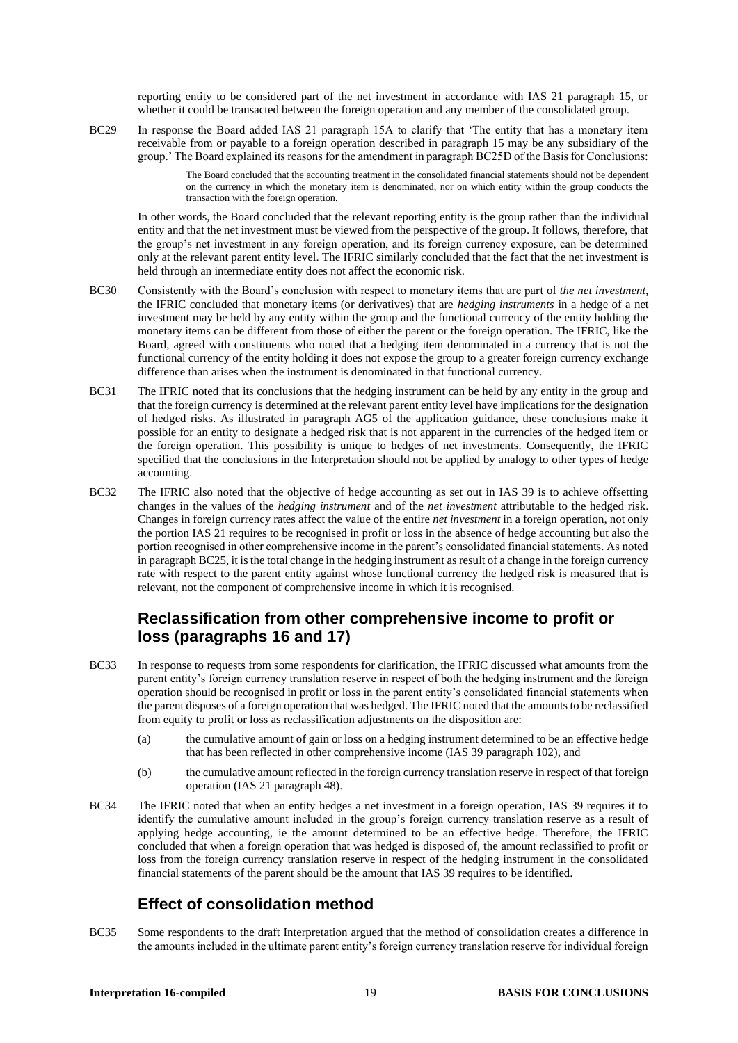reporting entity to be considered part of the net investment in accordance with IAS 21 paragraph 15, or whether it could be transacted between the foreign operation and any member of the consolidated group.

BC29 In response the Board added IAS 21 paragraph 15A to clarify that 'The entity that has a monetary item receivable from or payable to a foreign operation described in paragraph 15 may be any subsidiary of the group.' The Board explained its reasons for the amendment in paragraph BC25D of the Basis for Conclusions:

> The Board concluded that the accounting treatment in the consolidated financial statements should not be dependent on the currency in which the monetary item is denominated, nor on which entity within the group conducts the transaction with the foreign operation.

In other words, the Board concluded that the relevant reporting entity is the group rather than the individual entity and that the net investment must be viewed from the perspective of the group. It follows, therefore, that the group's net investment in any foreign operation, and its foreign currency exposure, can be determined only at the relevant parent entity level. The IFRIC similarly concluded that the fact that the net investment is held through an intermediate entity does not affect the economic risk.

BC30 Consistently with the Board's conclusion with respect to monetary items that are part of *the net investment*, the IFRIC concluded that monetary items (or derivatives) that are *hedging instruments* in a hedge of a net investment may be held by any entity within the group and the functional currency of the entity holding the monetary items can be different from those of either the parent or the foreign operation. The IFRIC, like the Board, agreed with constituents who noted that a hedging item denominated in a currency that is not the functional currency of the entity holding it does not expose the group to a greater foreign currency exchange difference than arises when the instrument is denominated in that functional currency.

BC31 The IFRIC noted that its conclusions that the hedging instrument can be held by any entity in the group and that the foreign currency is determined at the relevant parent entity level have implications for the designation of hedged risks. As illustrated in paragraph AG5 of the application guidance, these conclusions make it possible for an entity to designate a hedged risk that is not apparent in the currencies of the hedged item or the foreign operation. This possibility is unique to hedges of net investments. Consequently, the IFRIC specified that the conclusions in the Interpretation should not be applied by analogy to other types of hedge accounting.

BC32 The IFRIC also noted that the objective of hedge accounting as set out in IAS 39 is to achieve offsetting changes in the values of the *hedging instrument* and of the *net investment* attributable to the hedged risk. Changes in foreign currency rates affect the value of the entire *net investment* in a foreign operation, not only the portion IAS 21 requires to be recognised in profit or loss in the absence of hedge accounting but also the portion recognised in other comprehensive income in the parent's consolidated financial statements. As noted in paragraph BC25, it is the total change in the hedging instrument as result of a change in the foreign currency rate with respect to the parent entity against whose functional currency the hedged risk is measured that is relevant, not the component of comprehensive income in which it is recognised.

## Reclassification from other comprehensive income to profit or loss (paragraphs 16 and 17)

BC33 In response to requests from some respondents for clarification, the IFRIC discussed what amounts from the parent entity's foreign currency translation reserve in respect of both the hedging instrument and the foreign operation should be recognised in profit or loss in the parent entity's consolidated financial statements when the parent disposes of a foreign operation that was hedged. The IFRIC noted that the amounts to be reclassified from equity to profit or loss as reclassification adjustments on the disposition are:

(a) the cumulative amount of gain or loss on a hedging instrument determined to be an effective hedge that has been reflected in other comprehensive income (IAS 39 paragraph 102), and

(b) the cumulative amount reflected in the foreign currency translation reserve in respect of that foreign operation (IAS 21 paragraph 48).

BC34 The IFRIC noted that when an entity hedges a net investment in a foreign operation, IAS 39 requires it to identify the cumulative amount included in the group's foreign currency translation reserve as a result of applying hedge accounting, ie the amount determined to be an effective hedge. Therefore, the IFRIC concluded that when a foreign operation that was hedged is disposed of, the amount reclassified to profit or loss from the foreign currency translation reserve in respect of the hedging instrument in the consolidated financial statements of the parent should be the amount that IAS 39 requires to be identified.

## Effect of consolidation method

BC35 Some respondents to the draft Interpretation argued that the method of consolidation creates a difference in the amounts included in the ultimate parent entity's foreign currency translation reserve for individual foreign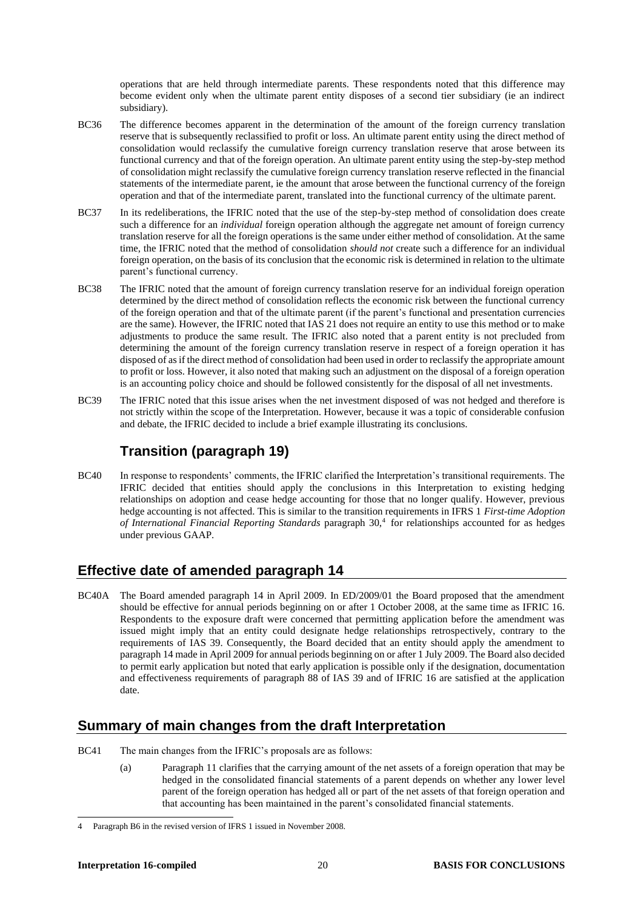operations that are held through intermediate parents. These respondents noted that this difference may become evident only when the ultimate parent entity disposes of a second tier subsidiary (ie an indirect subsidiary).

BC36 The difference becomes apparent in the determination of the amount of the foreign currency translation reserve that is subsequently reclassified to profit or loss. An ultimate parent entity using the direct method of consolidation would reclassify the cumulative foreign currency translation reserve that arose between its functional currency and that of the foreign operation. An ultimate parent entity using the step-by-step method of consolidation might reclassify the cumulative foreign currency translation reserve reflected in the financial statements of the intermediate parent, ie the amount that arose between the functional currency of the foreign operation and that of the intermediate parent, translated into the functional currency of the ultimate parent.

BC37 In its redeliberations, the IFRIC noted that the use of the step-by-step method of consolidation does create such a difference for an *individual* foreign operation although the aggregate net amount of foreign currency translation reserve for all the foreign operations is the same under either method of consolidation. At the same time, the IFRIC noted that the method of consolidation *should not* create such a difference for an individual foreign operation, on the basis of its conclusion that the economic risk is determined in relation to the ultimate parent's functional currency.

BC38 The IFRIC noted that the amount of foreign currency translation reserve for an individual foreign operation determined by the direct method of consolidation reflects the economic risk between the functional currency of the foreign operation and that of the ultimate parent (if the parent's functional and presentation currencies are the same). However, the IFRIC noted that IAS 21 does not require an entity to use this method or to make adjustments to produce the same result. The IFRIC also noted that a parent entity is not precluded from determining the amount of the foreign currency translation reserve in respect of a foreign operation it has disposed of as if the direct method of consolidation had been used in order to reclassify the appropriate amount to profit or loss. However, it also noted that making such an adjustment on the disposal of a foreign operation is an accounting policy choice and should be followed consistently for the disposal of all net investments.

BC39 The IFRIC noted that this issue arises when the net investment disposed of was not hedged and therefore is not strictly within the scope of the Interpretation. However, because it was a topic of considerable confusion and debate, the IFRIC decided to include a brief example illustrating its conclusions.

### Transition (paragraph 19)

BC40 In response to respondents' comments, the IFRIC clarified the Interpretation's transitional requirements. The IFRIC decided that entities should apply the conclusions in this Interpretation to existing hedging relationships on adoption and cease hedge accounting for those that no longer qualify. However, previous hedge accounting is not affected. This is similar to the transition requirements in IFRS 1 *First-time Adoption of International Financial Reporting Standards* paragraph 30,[4] for relationships accounted for as hedges under previous GAAP.

## Effective date of amended paragraph 14

BC40A The Board amended paragraph 14 in April 2009. In ED/2009/01 the Board proposed that the amendment should be effective for annual periods beginning on or after 1 October 2008, at the same time as IFRIC 16. Respondents to the exposure draft were concerned that permitting application before the amendment was issued might imply that an entity could designate hedge relationships retrospectively, contrary to the requirements of IAS 39. Consequently, the Board decided that an entity should apply the amendment to paragraph 14 made in April 2009 for annual periods beginning on or after 1 July 2009. The Board also decided to permit early application but noted that early application is possible only if the designation, documentation and effectiveness requirements of paragraph 88 of IAS 39 and of IFRIC 16 are satisfied at the application date.

## Summary of main changes from the draft Interpretation

BC41 The main changes from the IFRIC's proposals are as follows:

(a) Paragraph 11 clarifies that the carrying amount of the net assets of a foreign operation that may be hedged in the consolidated financial statements of a parent depends on whether any lower level parent of the foreign operation has hedged all or part of the net assets of that foreign operation and that accounting has been maintained in the parent's consolidated financial statements.

---

4 Paragraph B6 in the revised version of IFRS 1 issued in November 2008.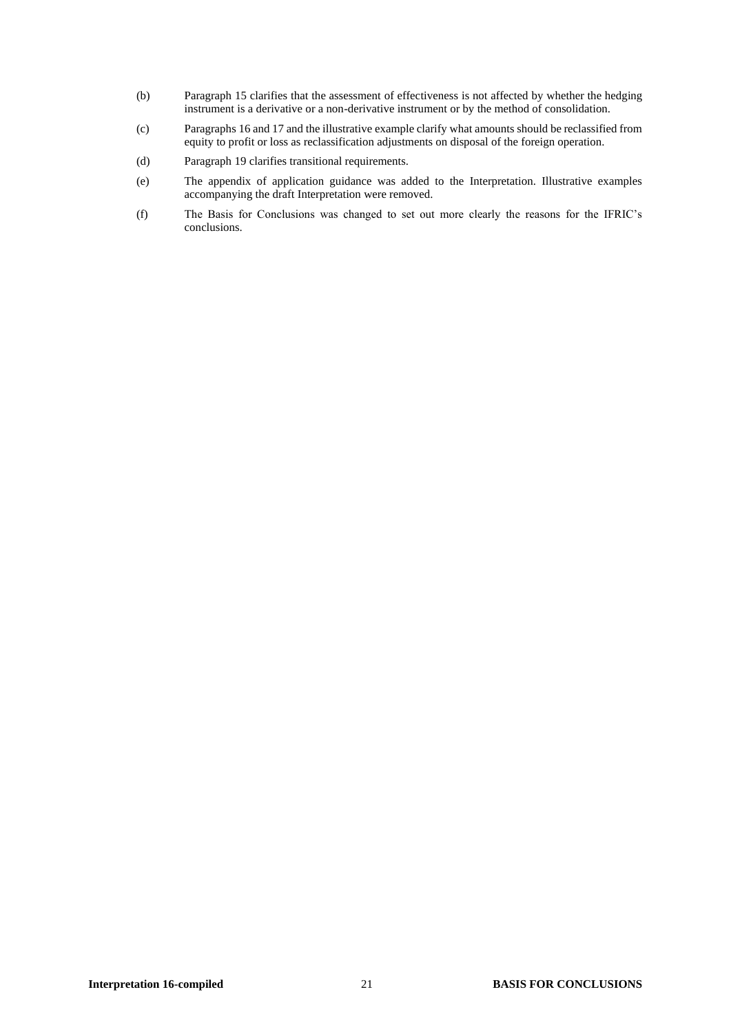(b) Paragraph 15 clarifies that the assessment of effectiveness is not affected by whether the hedging instrument is a derivative or a non-derivative instrument or by the method of consolidation.

(c) Paragraphs 16 and 17 and the illustrative example clarify what amounts should be reclassified from equity to profit or loss as reclassification adjustments on disposal of the foreign operation.

(d) Paragraph 19 clarifies transitional requirements.

(e) The appendix of application guidance was added to the Interpretation. Illustrative examples accompanying the draft Interpretation were removed.

(f) The Basis for Conclusions was changed to set out more clearly the reasons for the IFRIC's conclusions.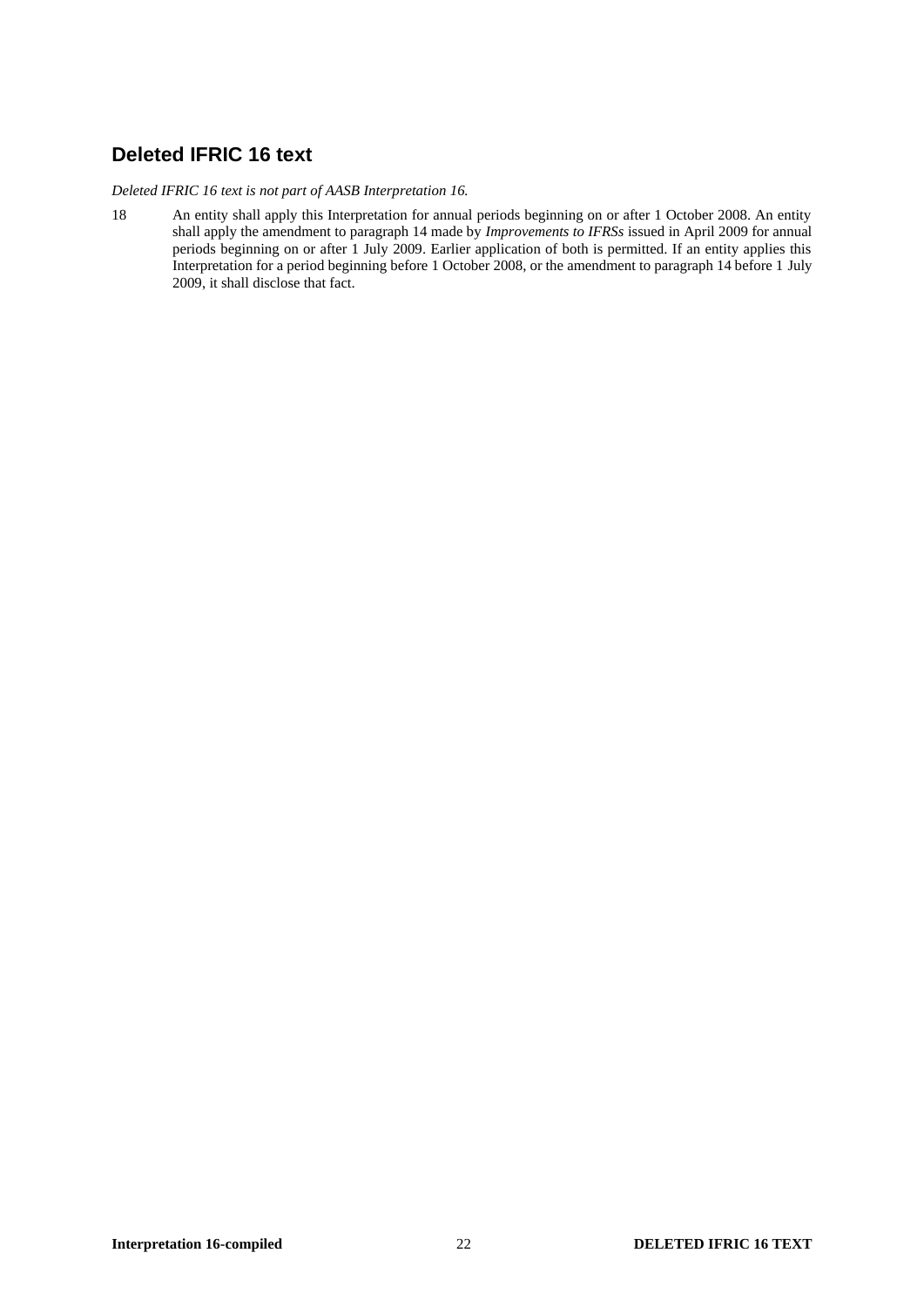## Deleted IFRIC 16 text

*Deleted IFRIC 16 text is not part of AASB Interpretation 16.*

18 An entity shall apply this Interpretation for annual periods beginning on or after 1 October 2008. An entity shall apply the amendment to paragraph 14 made by *Improvements to IFRSs* issued in April 2009 for annual periods beginning on or after 1 July 2009. Earlier application of both is permitted. If an entity applies this Interpretation for a period beginning before 1 October 2008, or the amendment to paragraph 14 before 1 July 2009, it shall disclose that fact.